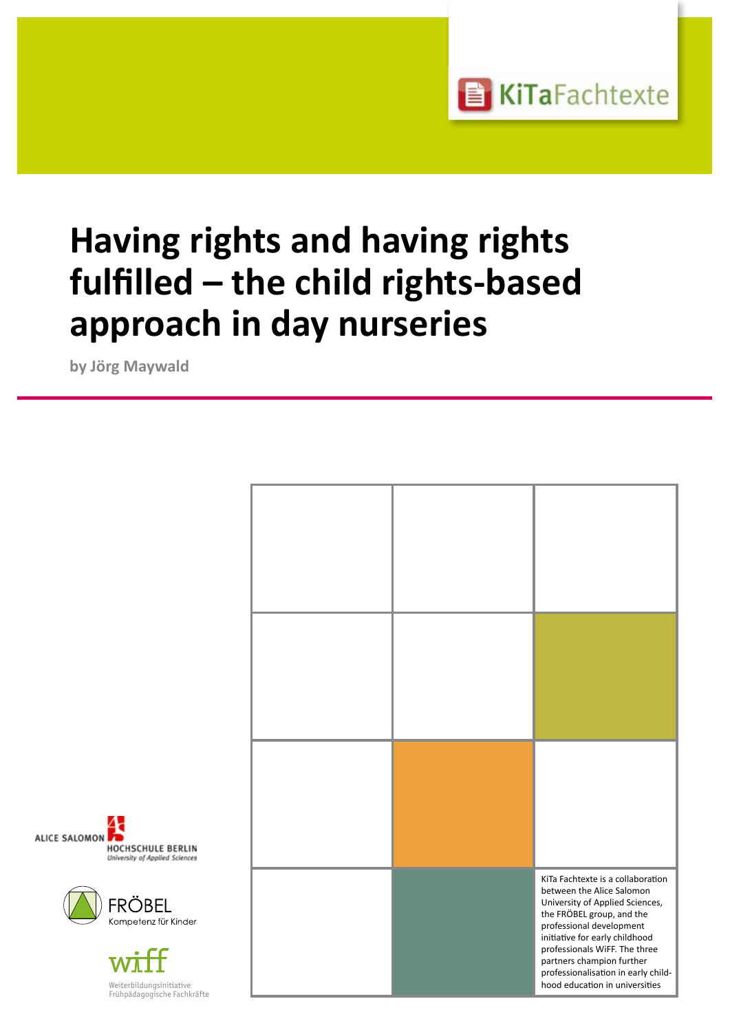KiTaFachtexte

# Having rights and having rights fulfilled – the child rights-based approach in day nurseries

**by Jörg Maywald**

KiTa Fachtexte is a collaboration between the Alice Salomon University of Applied Sciences, the FRÖBEL group, and the professional development initiative for early childhood professionals WiFF. The three partners champion further professionalisation in early childhood education in universities

ALICE SALOMON HOCHSCHULE BERLIN University of Applied Sciences

FRÖBEL Kompetenz für Kinder

wiff Weiterbildungsinitiative Frühpädagogische Fachkräfte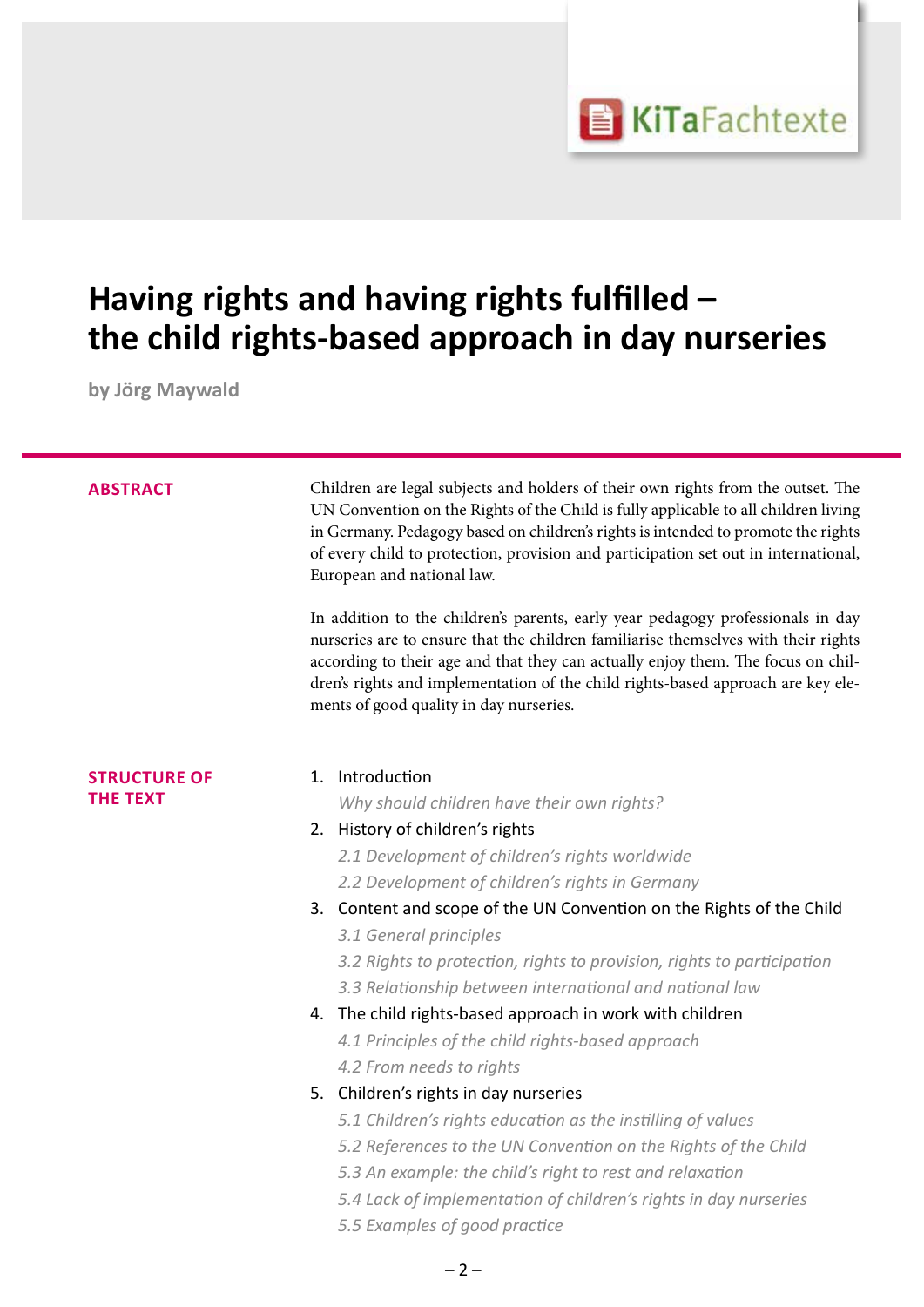# Having rights and having rights fulfilled – the child rights-based approach in day nurseries

**by Jörg Maywald**

## ABSTRACT

Children are legal subjects and holders of their own rights from the outset. The UN Convention on the Rights of the Child is fully applicable to all children living in Germany. Pedagogy based on children's rights is intended to promote the rights of every child to protection, provision and participation set out in international, European and national law.

In addition to the children's parents, early year pedagogy professionals in day nurseries are to ensure that the children familiarise themselves with their rights according to their age and that they can actually enjoy them. The focus on children's rights and implementation of the child rights-based approach are key elements of good quality in day nurseries.

## STRUCTURE OF THE TEXT

1. Introduction
   *Why should children have their own rights?*
2. History of children's rights
   *2.1 Development of children's rights worldwide*
   *2.2 Development of children's rights in Germany*
3. Content and scope of the UN Convention on the Rights of the Child
   *3.1 General principles*
   *3.2 Rights to protection, rights to provision, rights to participation*
   *3.3 Relationship between international and national law*
4. The child rights-based approach in work with children
   *4.1 Principles of the child rights-based approach*
   *4.2 From needs to rights*
5. Children's rights in day nurseries
   *5.1 Children's rights education as the instilling of values*
   *5.2 References to the UN Convention on the Rights of the Child*
   *5.3 An example: the child's right to rest and relaxation*
   *5.4 Lack of implementation of children's rights in day nurseries*
   *5.5 Examples of good practice*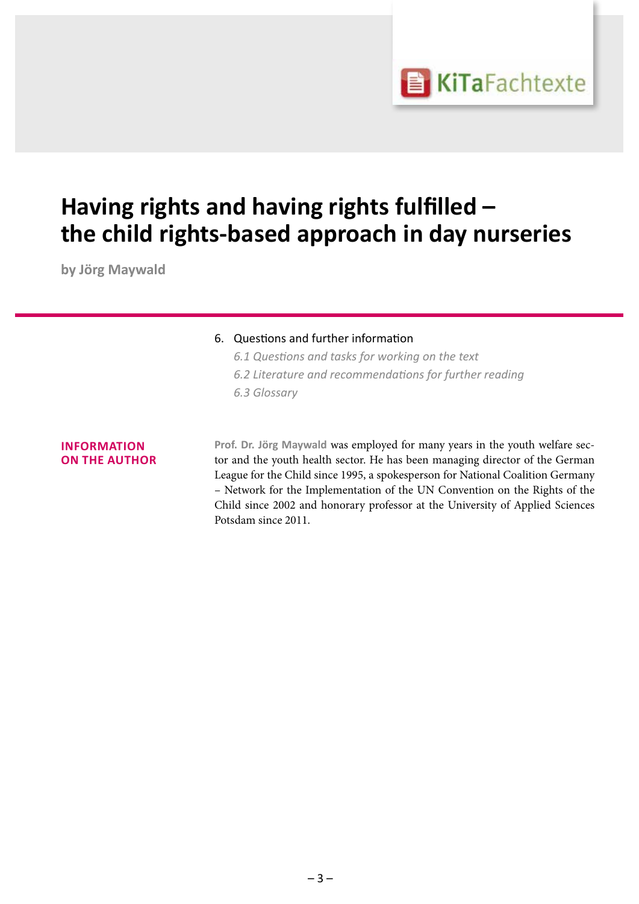# Having rights and having rights fulfilled – the child rights-based approach in day nurseries

**by Jörg Maywald**

6. Questions and further information
   - *6.1 Questions and tasks for working on the text*
   - *6.2 Literature and recommendations for further reading*
   - *6.3 Glossary*

**INFORMATION ON THE AUTHOR**

**Prof. Dr. Jörg Maywald** was employed for many years in the youth welfare sector and the youth health sector. He has been managing director of the German League for the Child since 1995, a spokesperson for National Coalition Germany – Network for the Implementation of the UN Convention on the Rights of the Child since 2002 and honorary professor at the University of Applied Sciences Potsdam since 2011.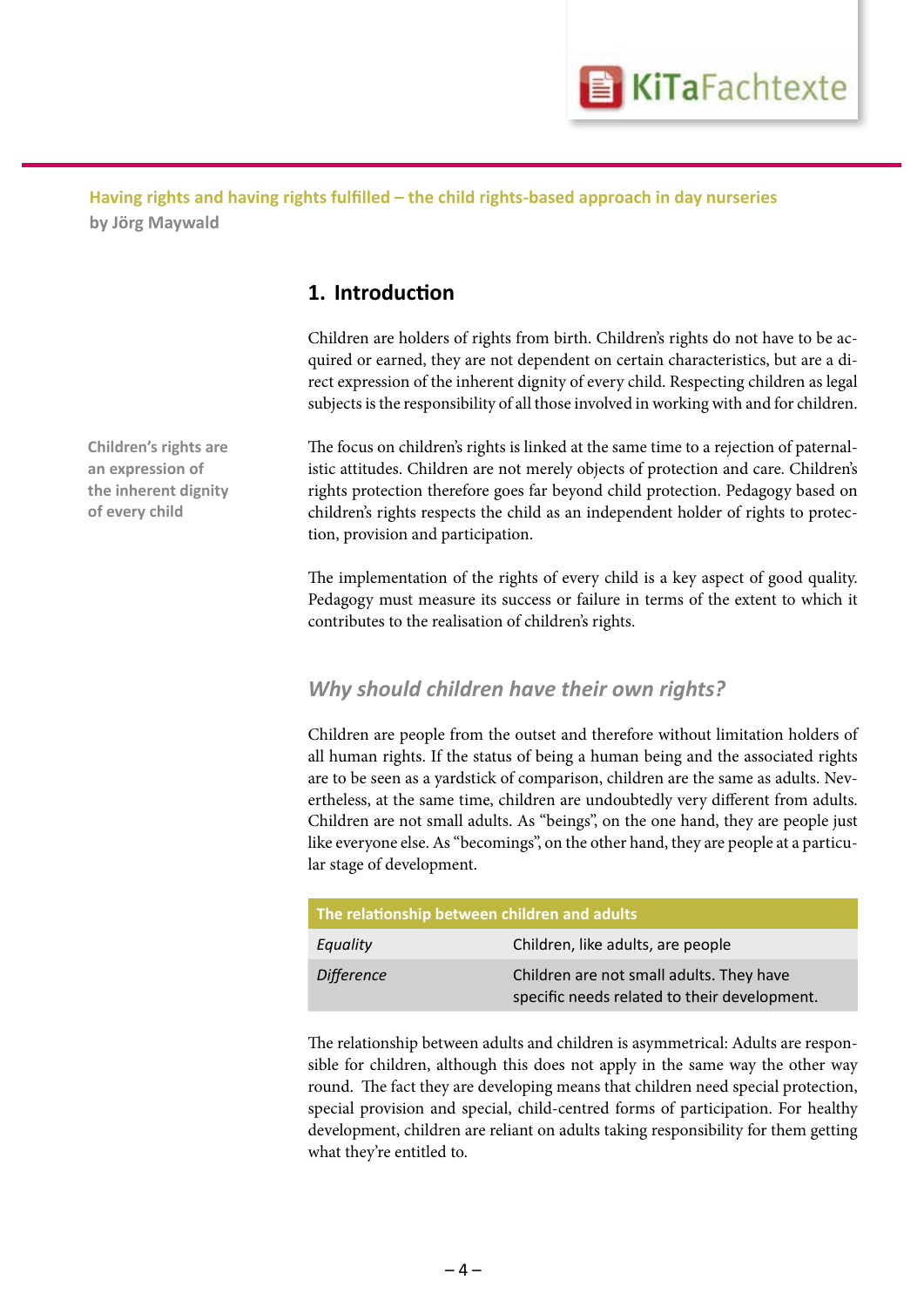**Having rights and having rights fulfilled – the child rights-based approach in day nurseries**
**by Jörg Maywald**

## 1. Introduction

Children are holders of rights from birth. Children's rights do not have to be acquired or earned, they are not dependent on certain characteristics, but are a direct expression of the inherent dignity of every child. Respecting children as legal subjects is the responsibility of all those involved in working with and for children.

**Children's rights are an expression of the inherent dignity of every child**

The focus on children's rights is linked at the same time to a rejection of paternalistic attitudes. Children are not merely objects of protection and care. Children's rights protection therefore goes far beyond child protection. Pedagogy based on children's rights respects the child as an independent holder of rights to protection, provision and participation.

The implementation of the rights of every child is a key aspect of good quality. Pedagogy must measure its success or failure in terms of the extent to which it contributes to the realisation of children's rights.

### *Why should children have their own rights?*

Children are people from the outset and therefore without limitation holders of all human rights. If the status of being a human being and the associated rights are to be seen as a yardstick of comparison, children are the same as adults. Nevertheless, at the same time, children are undoubtedly very different from adults. Children are not small adults. As "beings", on the one hand, they are people just like everyone else. As "becomings", on the other hand, they are people at a particular stage of development.

| The relationship between children and adults | |
|---|---|
| *Equality* | Children, like adults, are people |
| *Difference* | Children are not small adults. They have specific needs related to their development. |

The relationship between adults and children is asymmetrical: Adults are responsible for children, although this does not apply in the same way the other way round. The fact they are developing means that children need special protection, special provision and special, child-centred forms of participation. For healthy development, children are reliant on adults taking responsibility for them getting what they're entitled to.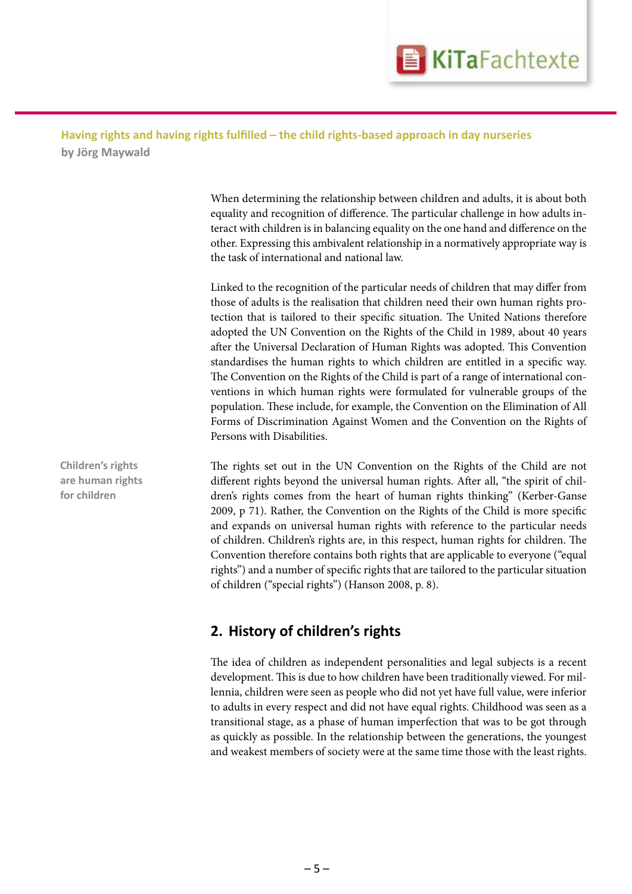When determining the relationship between children and adults, it is about both equality and recognition of difference. The particular challenge in how adults interact with children is in balancing equality on the one hand and difference on the other. Expressing this ambivalent relationship in a normatively appropriate way is the task of international and national law.

Linked to the recognition of the particular needs of children that may differ from those of adults is the realisation that children need their own human rights protection that is tailored to their specific situation. The United Nations therefore adopted the UN Convention on the Rights of the Child in 1989, about 40 years after the Universal Declaration of Human Rights was adopted. This Convention standardises the human rights to which children are entitled in a specific way. The Convention on the Rights of the Child is part of a range of international conventions in which human rights were formulated for vulnerable groups of the population. These include, for example, the Convention on the Elimination of All Forms of Discrimination Against Women and the Convention on the Rights of Persons with Disabilities.

**Children's rights are human rights for children**

The rights set out in the UN Convention on the Rights of the Child are not different rights beyond the universal human rights. After all, "the spirit of children's rights comes from the heart of human rights thinking" (Kerber-Ganse 2009, p 71). Rather, the Convention on the Rights of the Child is more specific and expands on universal human rights with reference to the particular needs of children. Children's rights are, in this respect, human rights for children. The Convention therefore contains both rights that are applicable to everyone ("equal rights") and a number of specific rights that are tailored to the particular situation of children ("special rights") (Hanson 2008, p. 8).

## 2. History of children's rights

The idea of children as independent personalities and legal subjects is a recent development. This is due to how children have been traditionally viewed. For millennia, children were seen as people who did not yet have full value, were inferior to adults in every respect and did not have equal rights. Childhood was seen as a transitional stage, as a phase of human imperfection that was to be got through as quickly as possible. In the relationship between the generations, the youngest and weakest members of society were at the same time those with the least rights.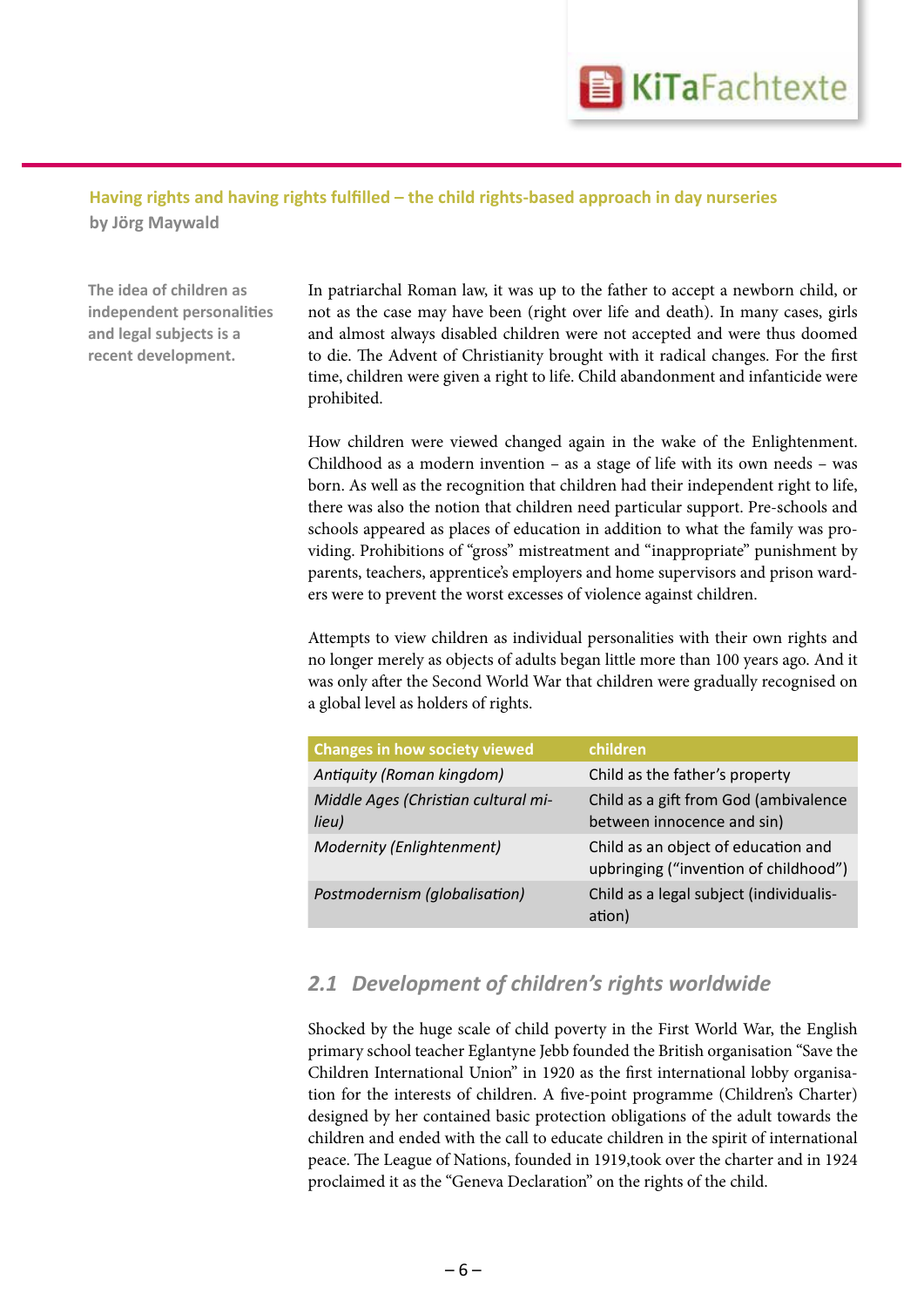**Having rights and having rights fulfilled – the child rights-based approach in day nurseries**
**by Jörg Maywald**

**The idea of children as independent personalities and legal subjects is a recent development.**

In patriarchal Roman law, it was up to the father to accept a newborn child, or not as the case may have been (right over life and death). In many cases, girls and almost always disabled children were not accepted and were thus doomed to die. The Advent of Christianity brought with it radical changes. For the first time, children were given a right to life. Child abandonment and infanticide were prohibited.

How children were viewed changed again in the wake of the Enlightenment. Childhood as a modern invention – as a stage of life with its own needs – was born. As well as the recognition that children had their independent right to life, there was also the notion that children need particular support. Pre-schools and schools appeared as places of education in addition to what the family was providing. Prohibitions of "gross" mistreatment and "inappropriate" punishment by parents, teachers, apprentice's employers and home supervisors and prison warders were to prevent the worst excesses of violence against children.

Attempts to view children as individual personalities with their own rights and no longer merely as objects of adults began little more than 100 years ago. And it was only after the Second World War that children were gradually recognised on a global level as holders of rights.

| Changes in how society viewed | children |
|---|---|
| *Antiquity (Roman kingdom)* | Child as the father's property |
| *Middle Ages (Christian cultural milieu)* | Child as a gift from God (ambivalence between innocence and sin) |
| *Modernity (Enlightenment)* | Child as an object of education and upbringing ("invention of childhood") |
| *Postmodernism (globalisation)* | Child as a legal subject (individualisation) |

## *2.1 Development of children's rights worldwide*

Shocked by the huge scale of child poverty in the First World War, the English primary school teacher Eglantyne Jebb founded the British organisation "Save the Children International Union" in 1920 as the first international lobby organisation for the interests of children. A five-point programme (Children's Charter) designed by her contained basic protection obligations of the adult towards the children and ended with the call to educate children in the spirit of international peace. The League of Nations, founded in 1919,took over the charter and in 1924 proclaimed it as the "Geneva Declaration" on the rights of the child.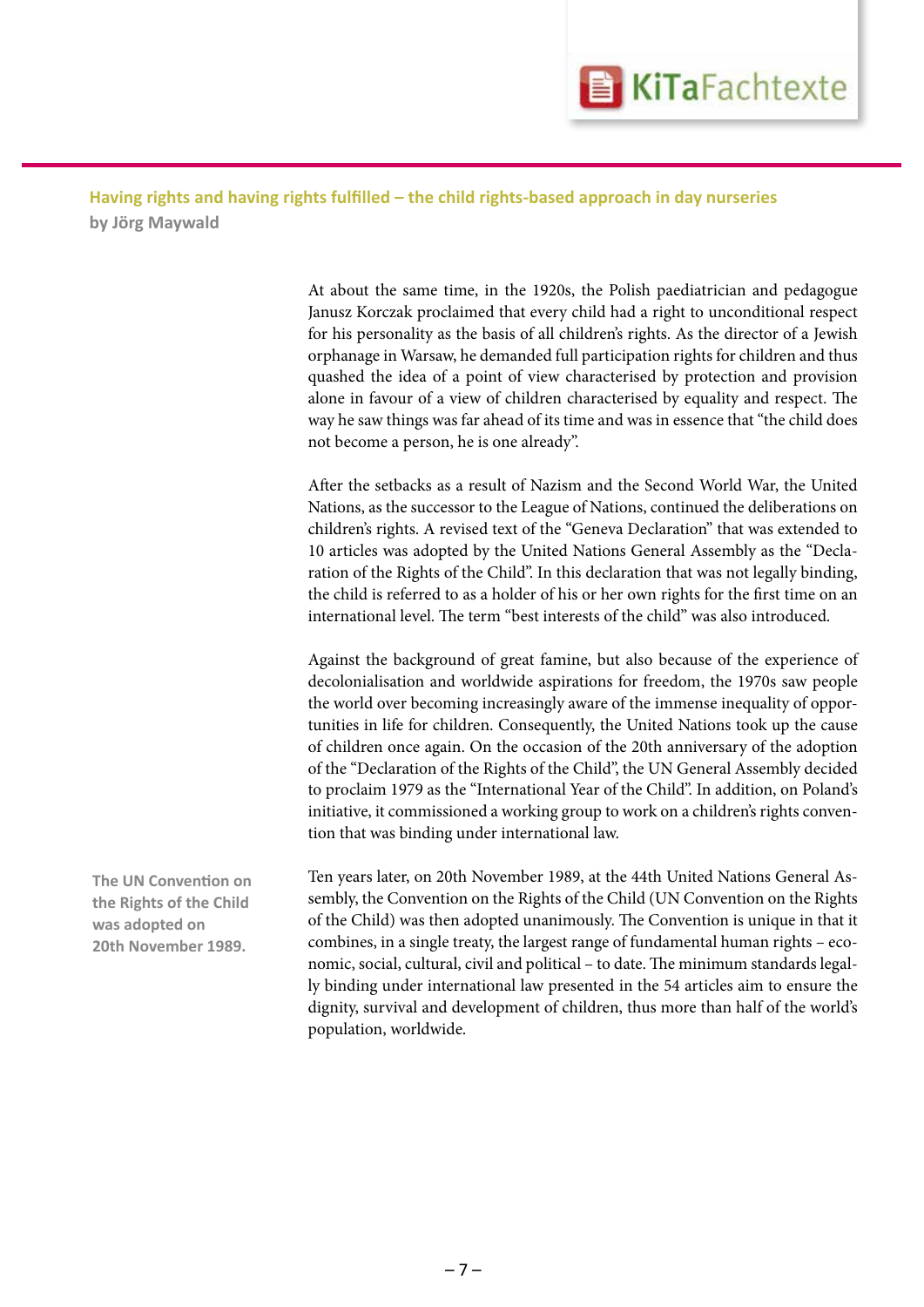At about the same time, in the 1920s, the Polish paediatrician and pedagogue Janusz Korczak proclaimed that every child had a right to unconditional respect for his personality as the basis of all children's rights. As the director of a Jewish orphanage in Warsaw, he demanded full participation rights for children and thus quashed the idea of a point of view characterised by protection and provision alone in favour of a view of children characterised by equality and respect. The way he saw things was far ahead of its time and was in essence that "the child does not become a person, he is one already".

After the setbacks as a result of Nazism and the Second World War, the United Nations, as the successor to the League of Nations, continued the deliberations on children's rights. A revised text of the "Geneva Declaration" that was extended to 10 articles was adopted by the United Nations General Assembly as the "Declaration of the Rights of the Child". In this declaration that was not legally binding, the child is referred to as a holder of his or her own rights for the first time on an international level. The term "best interests of the child" was also introduced.

Against the background of great famine, but also because of the experience of decolonialisation and worldwide aspirations for freedom, the 1970s saw people the world over becoming increasingly aware of the immense inequality of opportunities in life for children. Consequently, the United Nations took up the cause of children once again. On the occasion of the 20th anniversary of the adoption of the "Declaration of the Rights of the Child", the UN General Assembly decided to proclaim 1979 as the "International Year of the Child". In addition, on Poland's initiative, it commissioned a working group to work on a children's rights convention that was binding under international law.

**The UN Convention on the Rights of the Child was adopted on 20th November 1989.**

Ten years later, on 20th November 1989, at the 44th United Nations General Assembly, the Convention on the Rights of the Child (UN Convention on the Rights of the Child) was then adopted unanimously. The Convention is unique in that it combines, in a single treaty, the largest range of fundamental human rights – economic, social, cultural, civil and political – to date. The minimum standards legally binding under international law presented in the 54 articles aim to ensure the dignity, survival and development of children, thus more than half of the world's population, worldwide.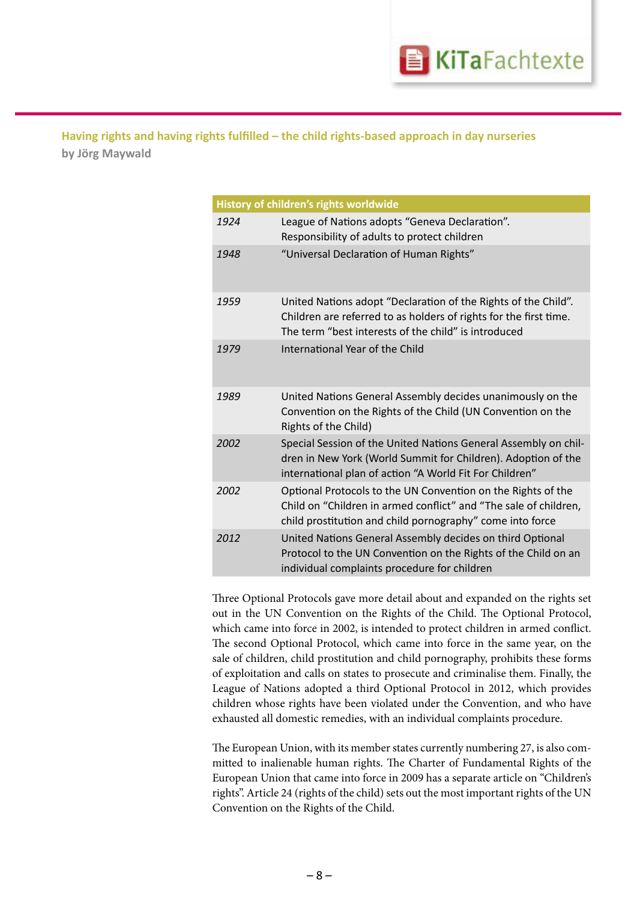| History of children's rights worldwide | |
|---|---|
| *1924* | League of Nations adopts "Geneva Declaration". Responsibility of adults to protect children |
| *1948* | "Universal Declaration of Human Rights" |
| *1959* | United Nations adopt "Declaration of the Rights of the Child". Children are referred to as holders of rights for the first time. The term "best interests of the child" is introduced |
| *1979* | International Year of the Child |
| *1989* | United Nations General Assembly decides unanimously on the Convention on the Rights of the Child (UN Convention on the Rights of the Child) |
| *2002* | Special Session of the United Nations General Assembly on children in New York (World Summit for Children). Adoption of the international plan of action "A World Fit For Children" |
| *2002* | Optional Protocols to the UN Convention on the Rights of the Child on "Children in armed conflict" and "The sale of children, child prostitution and child pornography" come into force |
| *2012* | United Nations General Assembly decides on third Optional Protocol to the UN Convention on the Rights of the Child on an individual complaints procedure for children |

Three Optional Protocols gave more detail about and expanded on the rights set out in the UN Convention on the Rights of the Child. The Optional Protocol, which came into force in 2002, is intended to protect children in armed conflict. The second Optional Protocol, which came into force in the same year, on the sale of children, child prostitution and child pornography, prohibits these forms of exploitation and calls on states to prosecute and criminalise them. Finally, the League of Nations adopted a third Optional Protocol in 2012, which provides children whose rights have been violated under the Convention, and who have exhausted all domestic remedies, with an individual complaints procedure.

The European Union, with its member states currently numbering 27, is also committed to inalienable human rights. The Charter of Fundamental Rights of the European Union that came into force in 2009 has a separate article on "Children's rights". Article 24 (rights of the child) sets out the most important rights of the UN Convention on the Rights of the Child.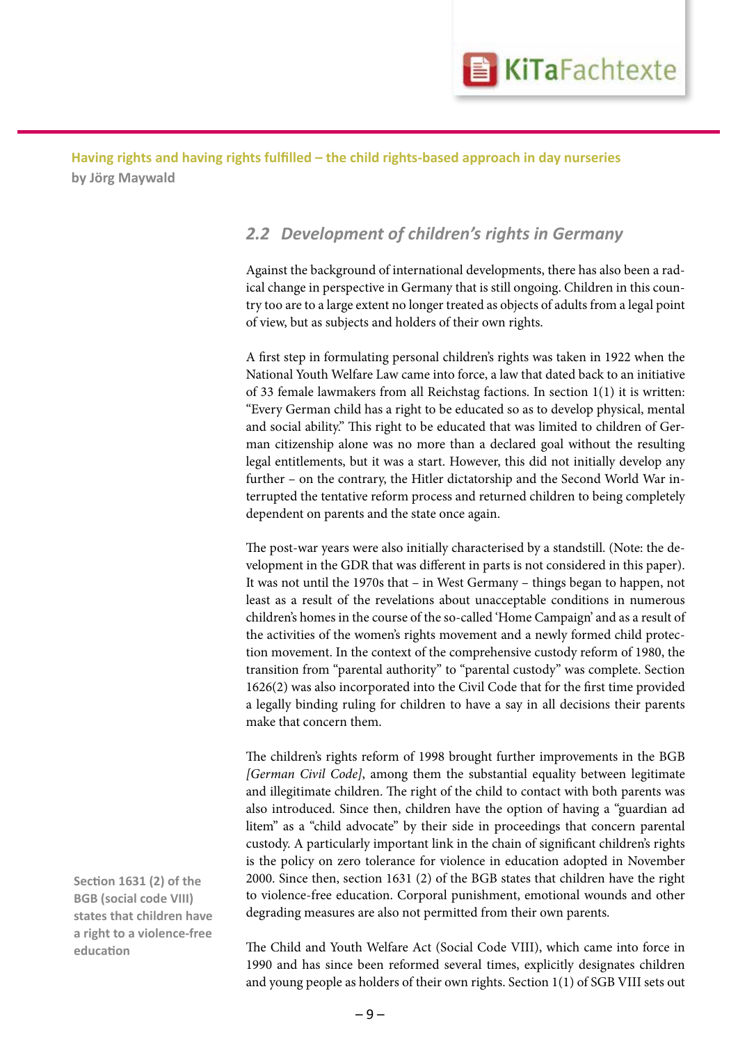## 2.2 Development of children's rights in Germany

Against the background of international developments, there has also been a radical change in perspective in Germany that is still ongoing. Children in this country too are to a large extent no longer treated as objects of adults from a legal point of view, but as subjects and holders of their own rights.

A first step in formulating personal children's rights was taken in 1922 when the National Youth Welfare Law came into force, a law that dated back to an initiative of 33 female lawmakers from all Reichstag factions. In section 1(1) it is written: "Every German child has a right to be educated so as to develop physical, mental and social ability." This right to be educated that was limited to children of German citizenship alone was no more than a declared goal without the resulting legal entitlements, but it was a start. However, this did not initially develop any further – on the contrary, the Hitler dictatorship and the Second World War interrupted the tentative reform process and returned children to being completely dependent on parents and the state once again.

The post-war years were also initially characterised by a standstill. (Note: the development in the GDR that was different in parts is not considered in this paper). It was not until the 1970s that – in West Germany – things began to happen, not least as a result of the revelations about unacceptable conditions in numerous children's homes in the course of the so-called 'Home Campaign' and as a result of the activities of the women's rights movement and a newly formed child protection movement. In the context of the comprehensive custody reform of 1980, the transition from "parental authority" to "parental custody" was complete. Section 1626(2) was also incorporated into the Civil Code that for the first time provided a legally binding ruling for children to have a say in all decisions their parents make that concern them.

The children's rights reform of 1998 brought further improvements in the BGB *[German Civil Code]*, among them the substantial equality between legitimate and illegitimate children. The right of the child to contact with both parents was also introduced. Since then, children have the option of having a "guardian ad litem" as a "child advocate" by their side in proceedings that concern parental custody. A particularly important link in the chain of significant children's rights is the policy on zero tolerance for violence in education adopted in November 2000. Since then, section 1631 (2) of the BGB states that children have the right to violence-free education. Corporal punishment, emotional wounds and other degrading measures are also not permitted from their own parents.

**Section 1631 (2) of the BGB (social code VIII) states that children have a right to a violence-free education**

The Child and Youth Welfare Act (Social Code VIII), which came into force in 1990 and has since been reformed several times, explicitly designates children and young people as holders of their own rights. Section 1(1) of SGB VIII sets out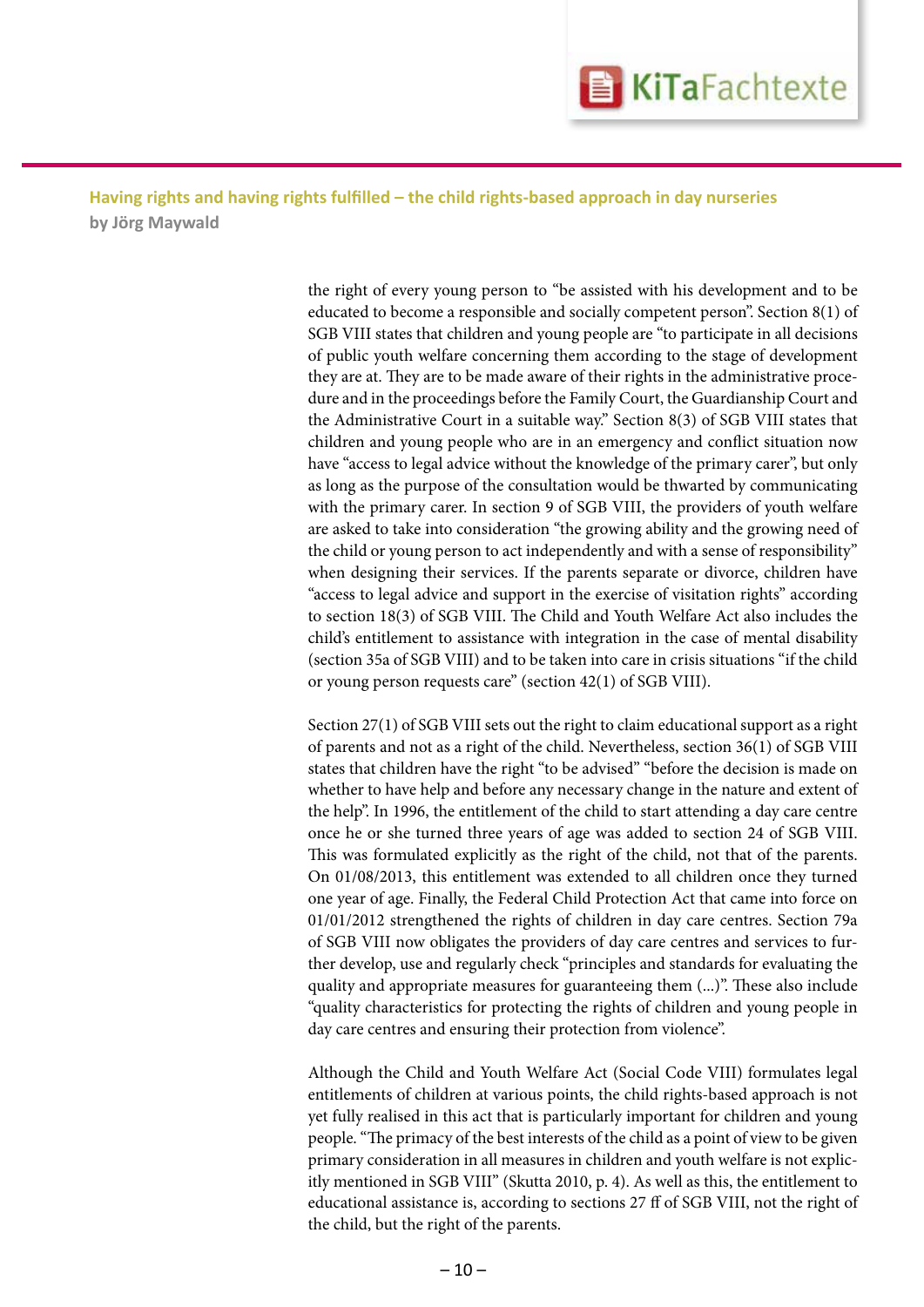the right of every young person to "be assisted with his development and to be educated to become a responsible and socially competent person". Section 8(1) of SGB VIII states that children and young people are "to participate in all decisions of public youth welfare concerning them according to the stage of development they are at. They are to be made aware of their rights in the administrative procedure and in the proceedings before the Family Court, the Guardianship Court and the Administrative Court in a suitable way." Section 8(3) of SGB VIII states that children and young people who are in an emergency and conflict situation now have "access to legal advice without the knowledge of the primary carer", but only as long as the purpose of the consultation would be thwarted by communicating with the primary carer. In section 9 of SGB VIII, the providers of youth welfare are asked to take into consideration "the growing ability and the growing need of the child or young person to act independently and with a sense of responsibility" when designing their services. If the parents separate or divorce, children have "access to legal advice and support in the exercise of visitation rights" according to section 18(3) of SGB VIII. The Child and Youth Welfare Act also includes the child's entitlement to assistance with integration in the case of mental disability (section 35a of SGB VIII) and to be taken into care in crisis situations "if the child or young person requests care" (section 42(1) of SGB VIII).

Section 27(1) of SGB VIII sets out the right to claim educational support as a right of parents and not as a right of the child. Nevertheless, section 36(1) of SGB VIII states that children have the right "to be advised" "before the decision is made on whether to have help and before any necessary change in the nature and extent of the help". In 1996, the entitlement of the child to start attending a day care centre once he or she turned three years of age was added to section 24 of SGB VIII. This was formulated explicitly as the right of the child, not that of the parents. On 01/08/2013, this entitlement was extended to all children once they turned one year of age. Finally, the Federal Child Protection Act that came into force on 01/01/2012 strengthened the rights of children in day care centres. Section 79a of SGB VIII now obligates the providers of day care centres and services to further develop, use and regularly check "principles and standards for evaluating the quality and appropriate measures for guaranteeing them (...)". These also include "quality characteristics for protecting the rights of children and young people in day care centres and ensuring their protection from violence".

Although the Child and Youth Welfare Act (Social Code VIII) formulates legal entitlements of children at various points, the child rights-based approach is not yet fully realised in this act that is particularly important for children and young people. "The primacy of the best interests of the child as a point of view to be given primary consideration in all measures in children and youth welfare is not explicitly mentioned in SGB VIII" (Skutta 2010, p. 4). As well as this, the entitlement to educational assistance is, according to sections 27 ff of SGB VIII, not the right of the child, but the right of the parents.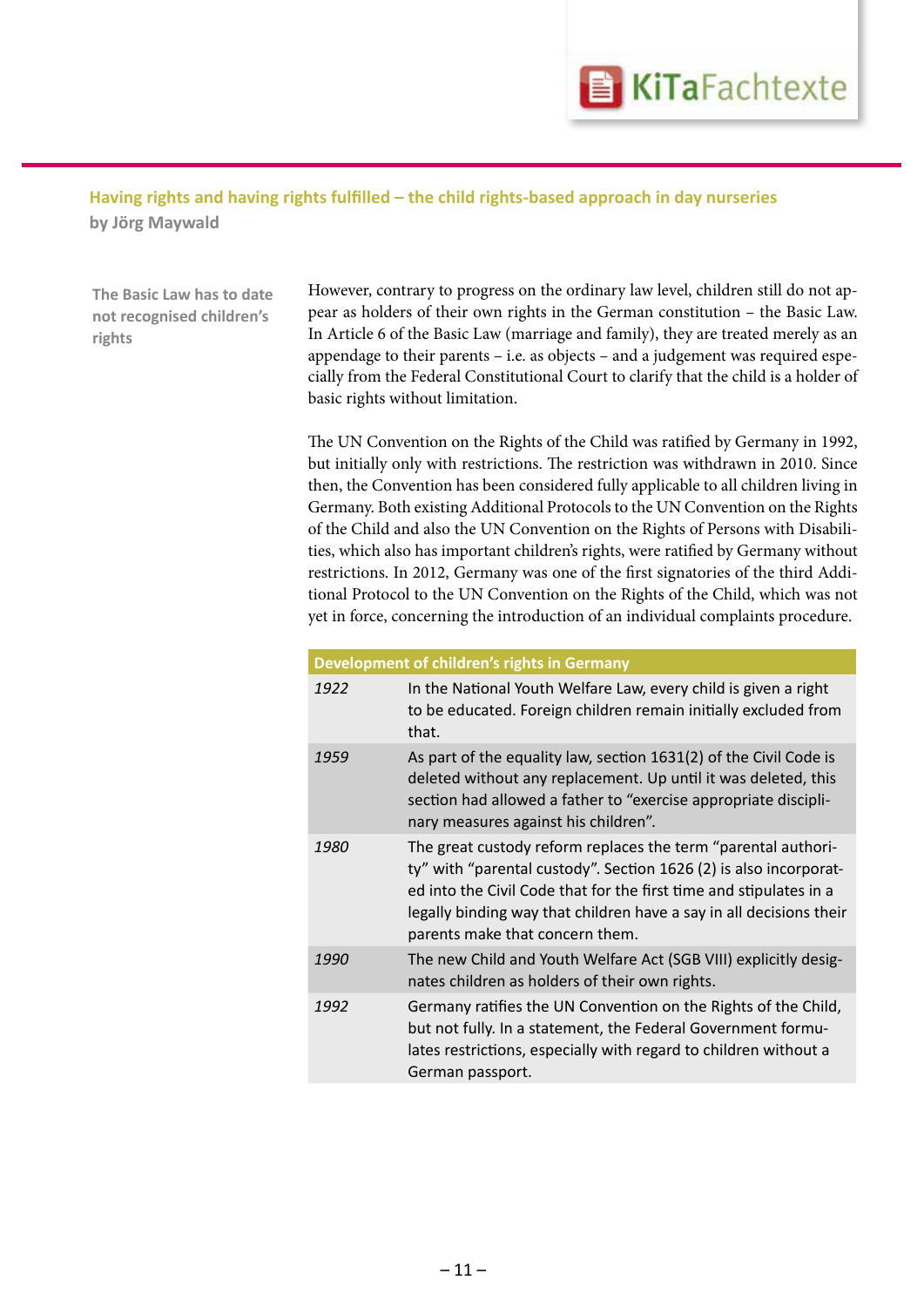**The Basic Law has to date not recognised children's rights**

However, contrary to progress on the ordinary law level, children still do not appear as holders of their own rights in the German constitution – the Basic Law. In Article 6 of the Basic Law (marriage and family), they are treated merely as an appendage to their parents – i.e. as objects – and a judgement was required especially from the Federal Constitutional Court to clarify that the child is a holder of basic rights without limitation.

The UN Convention on the Rights of the Child was ratified by Germany in 1992, but initially only with restrictions. The restriction was withdrawn in 2010. Since then, the Convention has been considered fully applicable to all children living in Germany. Both existing Additional Protocols to the UN Convention on the Rights of the Child and also the UN Convention on the Rights of Persons with Disabilities, which also has important children's rights, were ratified by Germany without restrictions. In 2012, Germany was one of the first signatories of the third Additional Protocol to the UN Convention on the Rights of the Child, which was not yet in force, concerning the introduction of an individual complaints procedure.

| Development of children's rights in Germany | |
|---|---|
| *1922* | In the National Youth Welfare Law, every child is given a right to be educated. Foreign children remain initially excluded from that. |
| *1959* | As part of the equality law, section 1631(2) of the Civil Code is deleted without any replacement. Up until it was deleted, this section had allowed a father to "exercise appropriate disciplinary measures against his children". |
| *1980* | The great custody reform replaces the term "parental authority" with "parental custody". Section 1626 (2) is also incorporated into the Civil Code that for the first time and stipulates in a legally binding way that children have a say in all decisions their parents make that concern them. |
| *1990* | The new Child and Youth Welfare Act (SGB VIII) explicitly designates children as holders of their own rights. |
| *1992* | Germany ratifies the UN Convention on the Rights of the Child, but not fully. In a statement, the Federal Government formulates restrictions, especially with regard to children without a German passport. |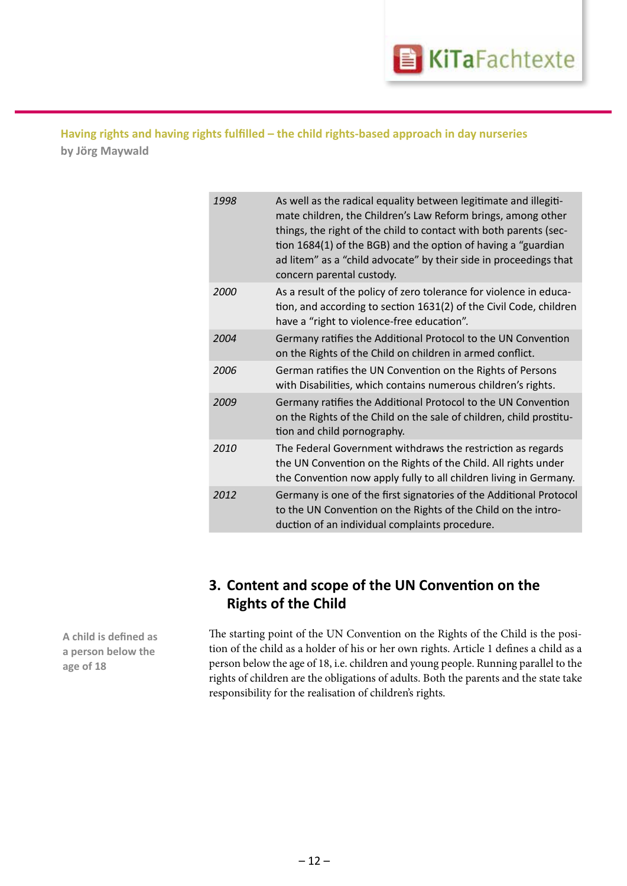| | |
|---|---|
| *1998* | As well as the radical equality between legitimate and illegitimate children, the Children's Law Reform brings, among other things, the right of the child to contact with both parents (section 1684(1) of the BGB) and the option of having a "guardian ad litem" as a "child advocate" by their side in proceedings that concern parental custody. |
| *2000* | As a result of the policy of zero tolerance for violence in education, and according to section 1631(2) of the Civil Code, children have a "right to violence-free education". |
| *2004* | Germany ratifies the Additional Protocol to the UN Convention on the Rights of the Child on children in armed conflict. |
| *2006* | German ratifies the UN Convention on the Rights of Persons with Disabilities, which contains numerous children's rights. |
| *2009* | Germany ratifies the Additional Protocol to the UN Convention on the Rights of the Child on the sale of children, child prostitution and child pornography. |
| *2010* | The Federal Government withdraws the restriction as regards the UN Convention on the Rights of the Child. All rights under the Convention now apply fully to all children living in Germany. |
| *2012* | Germany is one of the first signatories of the Additional Protocol to the UN Convention on the Rights of the Child on the introduction of an individual complaints procedure. |

## 3. Content and scope of the UN Convention on the Rights of the Child

**A child is defined as a person below the age of 18**

The starting point of the UN Convention on the Rights of the Child is the position of the child as a holder of his or her own rights. Article 1 defines a child as a person below the age of 18, i.e. children and young people. Running parallel to the rights of children are the obligations of adults. Both the parents and the state take responsibility for the realisation of children's rights.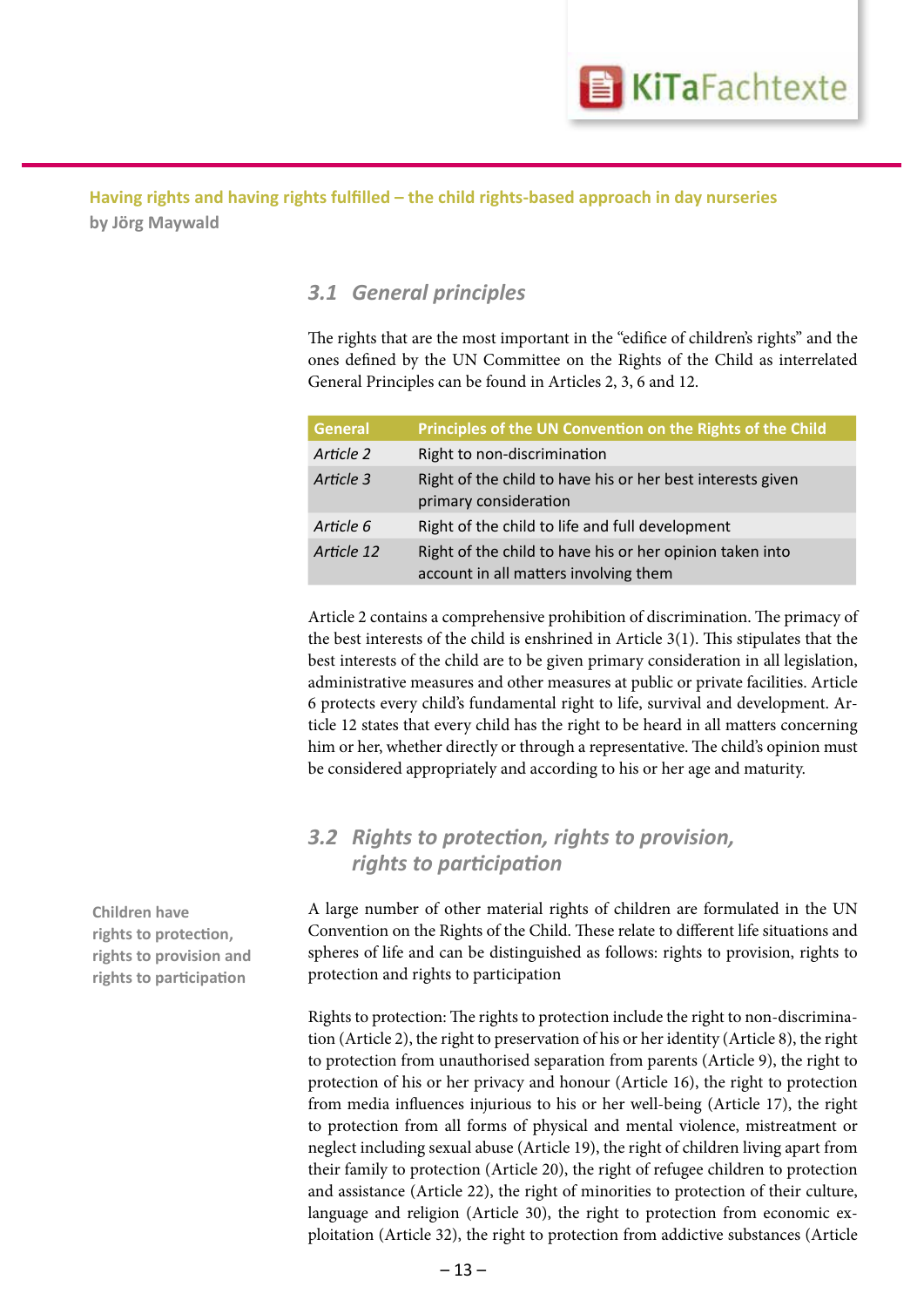## 3.1 General principles

The rights that are the most important in the "edifice of children's rights" and the ones defined by the UN Committee on the Rights of the Child as interrelated General Principles can be found in Articles 2, 3, 6 and 12.

| General | Principles of the UN Convention on the Rights of the Child |
|---|---|
| *Article 2* | Right to non-discrimination |
| *Article 3* | Right of the child to have his or her best interests given primary consideration |
| *Article 6* | Right of the child to life and full development |
| *Article 12* | Right of the child to have his or her opinion taken into account in all matters involving them |

Article 2 contains a comprehensive prohibition of discrimination. The primacy of the best interests of the child is enshrined in Article 3(1). This stipulates that the best interests of the child are to be given primary consideration in all legislation, administrative measures and other measures at public or private facilities. Article 6 protects every child's fundamental right to life, survival and development. Article 12 states that every child has the right to be heard in all matters concerning him or her, whether directly or through a representative. The child's opinion must be considered appropriately and according to his or her age and maturity.

## 3.2 Rights to protection, rights to provision, rights to participation

**Children have rights to protection, rights to provision and rights to participation**

A large number of other material rights of children are formulated in the UN Convention on the Rights of the Child. These relate to different life situations and spheres of life and can be distinguished as follows: rights to provision, rights to protection and rights to participation

Rights to protection: The rights to protection include the right to non-discrimination (Article 2), the right to preservation of his or her identity (Article 8), the right to protection from unauthorised separation from parents (Article 9), the right to protection of his or her privacy and honour (Article 16), the right to protection from media influences injurious to his or her well-being (Article 17), the right to protection from all forms of physical and mental violence, mistreatment or neglect including sexual abuse (Article 19), the right of children living apart from their family to protection (Article 20), the right of refugee children to protection and assistance (Article 22), the right of minorities to protection of their culture, language and religion (Article 30), the right to protection from economic exploitation (Article 32), the right to protection from addictive substances (Article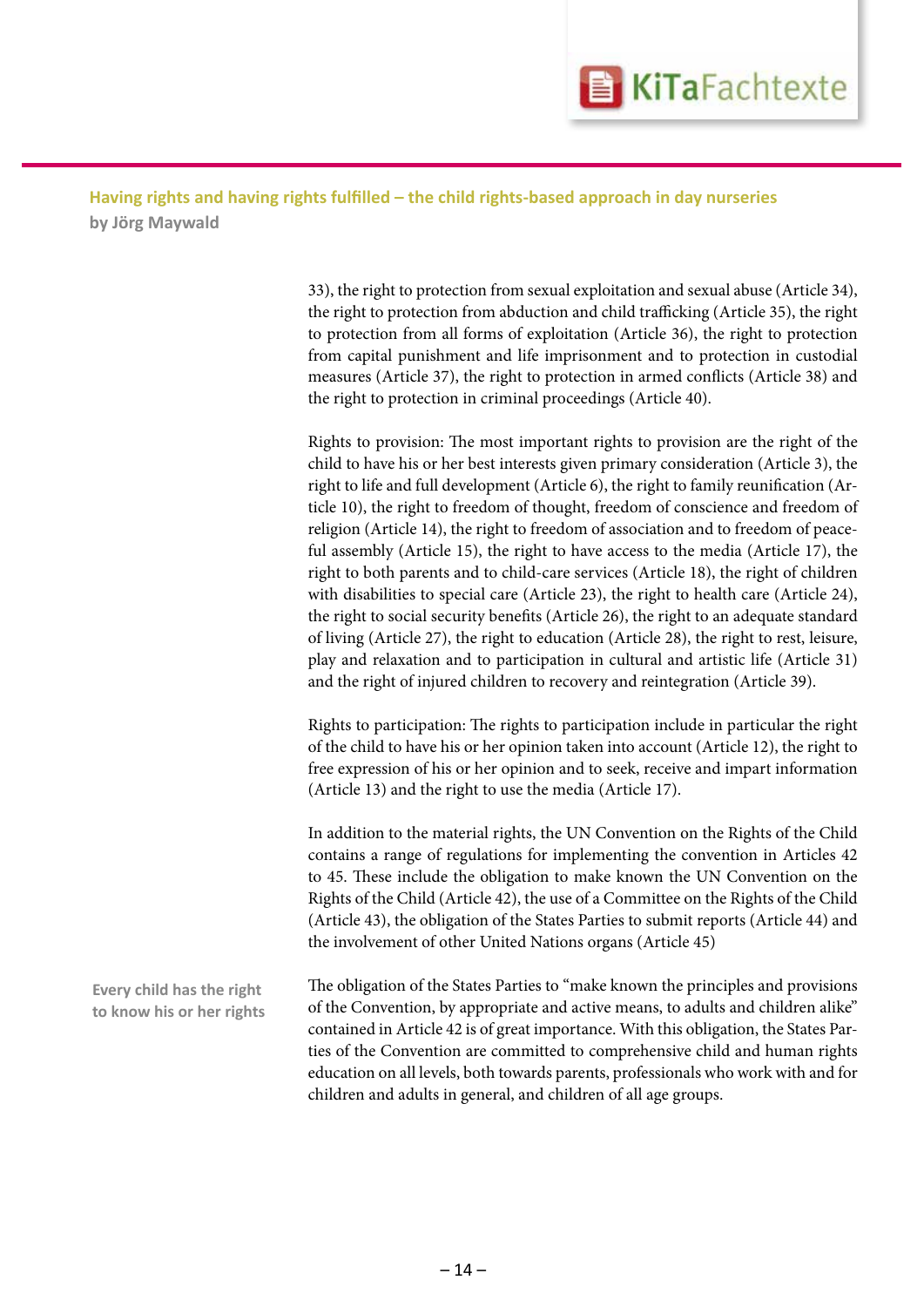33), the right to protection from sexual exploitation and sexual abuse (Article 34), the right to protection from abduction and child trafficking (Article 35), the right to protection from all forms of exploitation (Article 36), the right to protection from capital punishment and life imprisonment and to protection in custodial measures (Article 37), the right to protection in armed conflicts (Article 38) and the right to protection in criminal proceedings (Article 40).

Rights to provision: The most important rights to provision are the right of the child to have his or her best interests given primary consideration (Article 3), the right to life and full development (Article 6), the right to family reunification (Article 10), the right to freedom of thought, freedom of conscience and freedom of religion (Article 14), the right to freedom of association and to freedom of peaceful assembly (Article 15), the right to have access to the media (Article 17), the right to both parents and to child-care services (Article 18), the right of children with disabilities to special care (Article 23), the right to health care (Article 24), the right to social security benefits (Article 26), the right to an adequate standard of living (Article 27), the right to education (Article 28), the right to rest, leisure, play and relaxation and to participation in cultural and artistic life (Article 31) and the right of injured children to recovery and reintegration (Article 39).

Rights to participation: The rights to participation include in particular the right of the child to have his or her opinion taken into account (Article 12), the right to free expression of his or her opinion and to seek, receive and impart information (Article 13) and the right to use the media (Article 17).

In addition to the material rights, the UN Convention on the Rights of the Child contains a range of regulations for implementing the convention in Articles 42 to 45. These include the obligation to make known the UN Convention on the Rights of the Child (Article 42), the use of a Committee on the Rights of the Child (Article 43), the obligation of the States Parties to submit reports (Article 44) and the involvement of other United Nations organs (Article 45)

**Every child has the right to know his or her rights**

The obligation of the States Parties to "make known the principles and provisions of the Convention, by appropriate and active means, to adults and children alike" contained in Article 42 is of great importance. With this obligation, the States Parties of the Convention are committed to comprehensive child and human rights education on all levels, both towards parents, professionals who work with and for children and adults in general, and children of all age groups.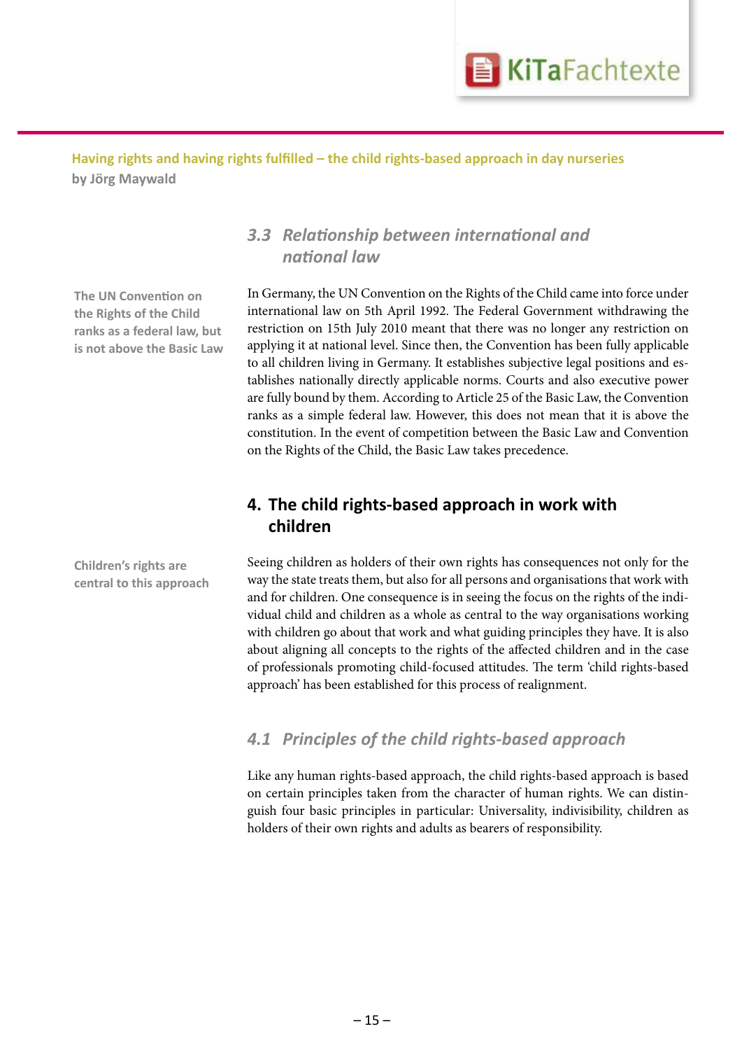### 3.3 Relationship between international and national law

**The UN Convention on the Rights of the Child ranks as a federal law, but is not above the Basic Law**

In Germany, the UN Convention on the Rights of the Child came into force under international law on 5th April 1992. The Federal Government withdrawing the restriction on 15th July 2010 meant that there was no longer any restriction on applying it at national level. Since then, the Convention has been fully applicable to all children living in Germany. It establishes subjective legal positions and establishes nationally directly applicable norms. Courts and also executive power are fully bound by them. According to Article 25 of the Basic Law, the Convention ranks as a simple federal law. However, this does not mean that it is above the constitution. In the event of competition between the Basic Law and Convention on the Rights of the Child, the Basic Law takes precedence.

## 4. The child rights-based approach in work with children

**Children's rights are central to this approach**

Seeing children as holders of their own rights has consequences not only for the way the state treats them, but also for all persons and organisations that work with and for children. One consequence is in seeing the focus on the rights of the individual child and children as a whole as central to the way organisations working with children go about that work and what guiding principles they have. It is also about aligning all concepts to the rights of the affected children and in the case of professionals promoting child-focused attitudes. The term 'child rights-based approach' has been established for this process of realignment.

### 4.1 Principles of the child rights-based approach

Like any human rights-based approach, the child rights-based approach is based on certain principles taken from the character of human rights. We can distinguish four basic principles in particular: Universality, indivisibility, children as holders of their own rights and adults as bearers of responsibility.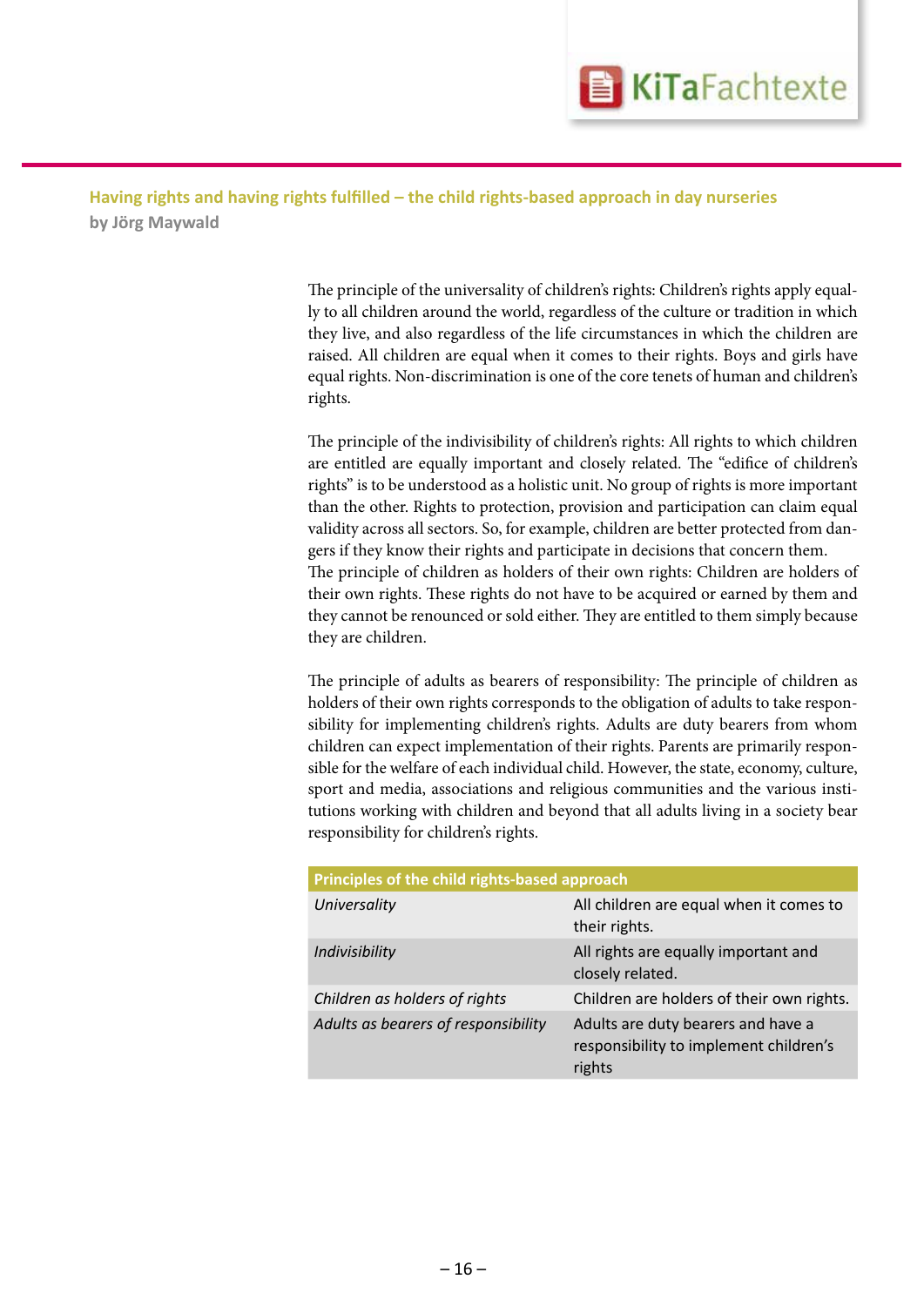The principle of the universality of children's rights: Children's rights apply equally to all children around the world, regardless of the culture or tradition in which they live, and also regardless of the life circumstances in which the children are raised. All children are equal when it comes to their rights. Boys and girls have equal rights. Non-discrimination is one of the core tenets of human and children's rights.

The principle of the indivisibility of children's rights: All rights to which children are entitled are equally important and closely related. The "edifice of children's rights" is to be understood as a holistic unit. No group of rights is more important than the other. Rights to protection, provision and participation can claim equal validity across all sectors. So, for example, children are better protected from dangers if they know their rights and participate in decisions that concern them.
The principle of children as holders of their own rights: Children are holders of their own rights. These rights do not have to be acquired or earned by them and they cannot be renounced or sold either. They are entitled to them simply because they are children.

The principle of adults as bearers of responsibility: The principle of children as holders of their own rights corresponds to the obligation of adults to take responsibility for implementing children's rights. Adults are duty bearers from whom children can expect implementation of their rights. Parents are primarily responsible for the welfare of each individual child. However, the state, economy, culture, sport and media, associations and religious communities and the various institutions working with children and beyond that all adults living in a society bear responsibility for children's rights.

| Principles of the child rights-based approach | |
|---|---|
| *Universality* | All children are equal when it comes to their rights. |
| *Indivisibility* | All rights are equally important and closely related. |
| *Children as holders of rights* | Children are holders of their own rights. |
| *Adults as bearers of responsibility* | Adults are duty bearers and have a responsibility to implement children's rights |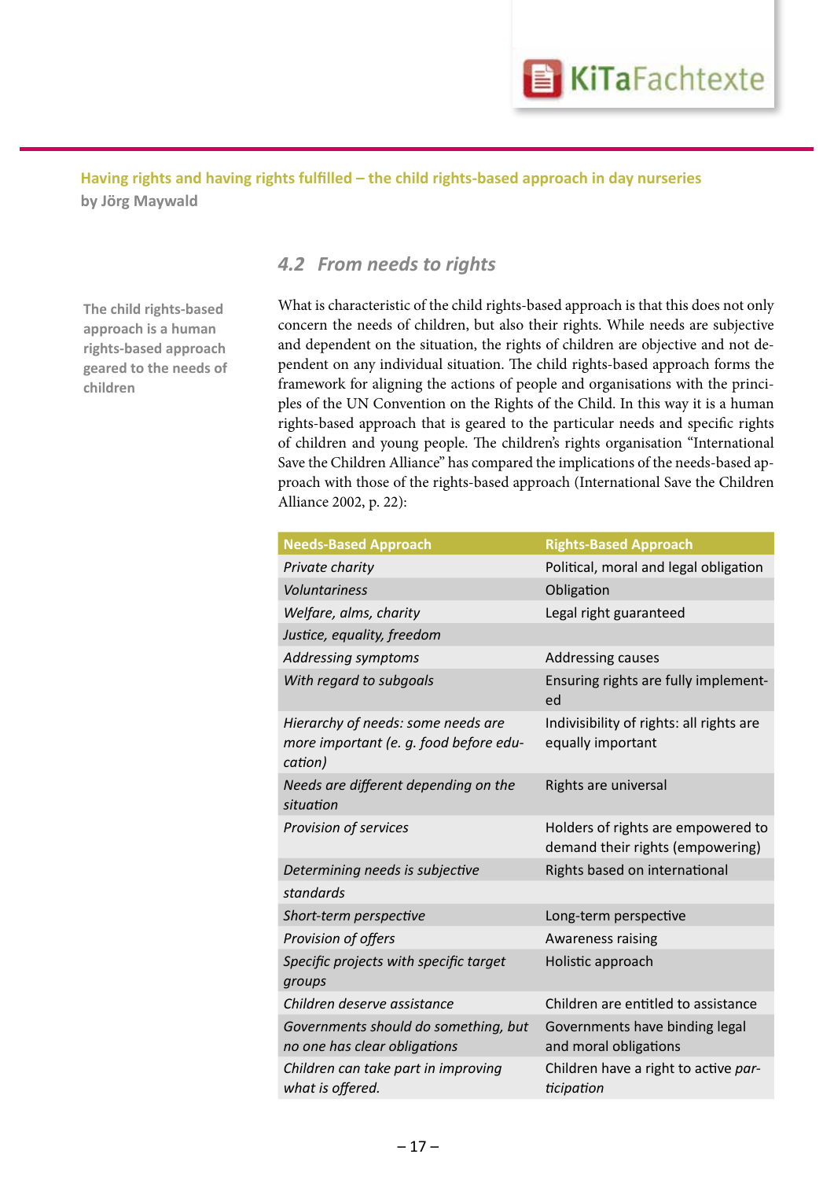Having rights and having rights fulfilled – the child rights-based approach in day nurseries
by Jörg Maywald

### *4.2 From needs to rights*

**The child rights-based approach is a human rights-based approach geared to the needs of children**

What is characteristic of the child rights-based approach is that this does not only concern the needs of children, but also their rights. While needs are subjective and dependent on the situation, the rights of children are objective and not dependent on any individual situation. The child rights-based approach forms the framework for aligning the actions of people and organisations with the principles of the UN Convention on the Rights of the Child. In this way it is a human rights-based approach that is geared to the particular needs and specific rights of children and young people. The children's rights organisation "International Save the Children Alliance" has compared the implications of the needs-based approach with those of the rights-based approach (International Save the Children Alliance 2002, p. 22):

| Needs-Based Approach | Rights-Based Approach |
|---|---|
| *Private charity* | Political, moral and legal obligation |
| *Voluntariness* | Obligation |
| *Welfare, alms, charity* | Legal right guaranteed |
| *Justice, equality, freedom* | |
| *Addressing symptoms* | Addressing causes |
| *With regard to subgoals* | Ensuring rights are fully implemented |
| *Hierarchy of needs: some needs are more important (e. g. food before education)* | Indivisibility of rights: all rights are equally important |
| *Needs are different depending on the situation* | Rights are universal |
| *Provision of services* | Holders of rights are empowered to demand their rights (empowering) |
| *Determining needs is subjective* | Rights based on international |
| *standards* | |
| *Short-term perspective* | Long-term perspective |
| *Provision of offers* | Awareness raising |
| *Specific projects with specific target groups* | Holistic approach |
| *Children deserve assistance* | Children are entitled to assistance |
| *Governments should do something, but no one has clear obligations* | Governments have binding legal and moral obligations |
| *Children can take part in improving what is offered.* | Children have a right to active *participation* |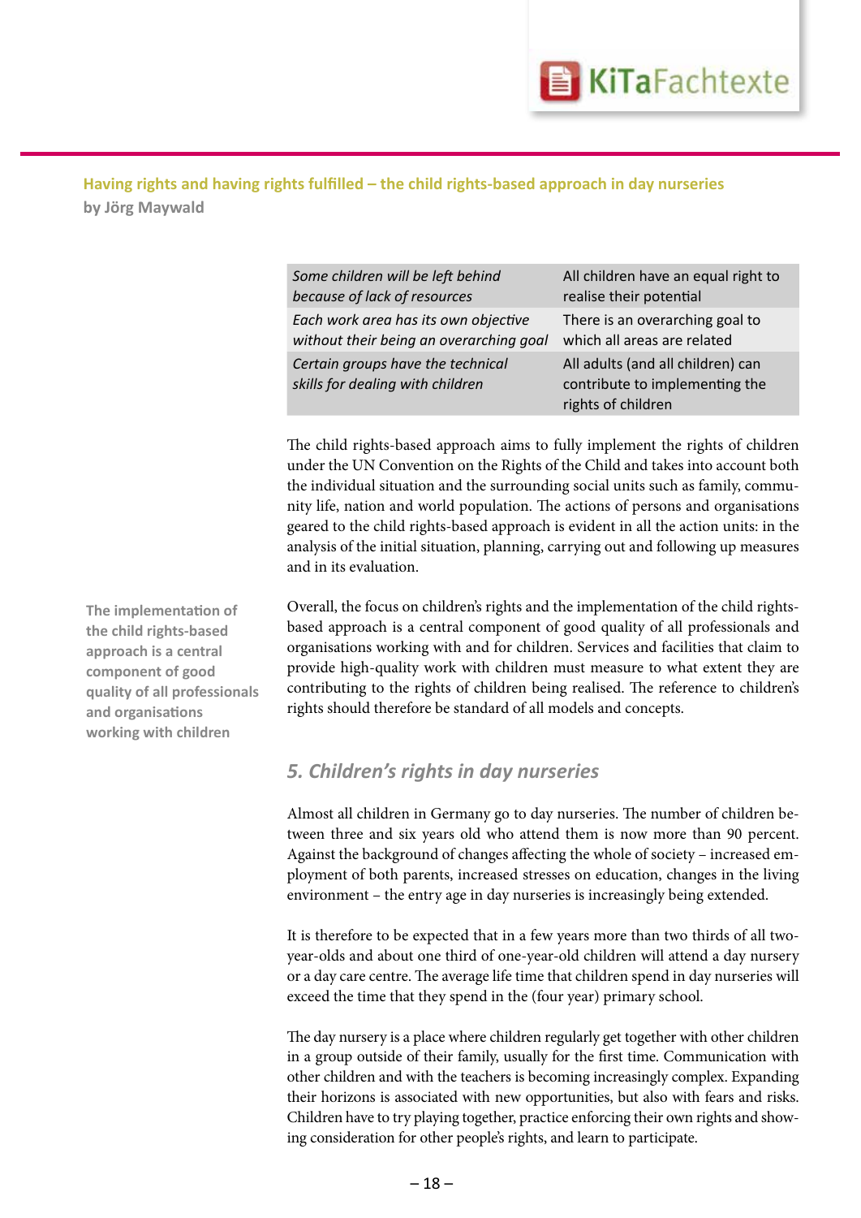**Having rights and having rights fulfilled – the child rights-based approach in day nurseries**
**by Jörg Maywald**

| | |
|---|---|
| *Some children will be left behind because of lack of resources* | All children have an equal right to realise their potential |
| *Each work area has its own objective without their being an overarching goal* | There is an overarching goal to which all areas are related |
| *Certain groups have the technical skills for dealing with children* | All adults (and all children) can contribute to implementing the rights of children |

The child rights-based approach aims to fully implement the rights of children under the UN Convention on the Rights of the Child and takes into account both the individual situation and the surrounding social units such as family, community life, nation and world population. The actions of persons and organisations geared to the child rights-based approach is evident in all the action units: in the analysis of the initial situation, planning, carrying out and following up measures and in its evaluation.

**The implementation of the child rights-based approach is a central component of good quality of all professionals and organisations working with children**

Overall, the focus on children's rights and the implementation of the child rights-based approach is a central component of good quality of all professionals and organisations working with and for children. Services and facilities that claim to provide high-quality work with children must measure to what extent they are contributing to the rights of children being realised. The reference to children's rights should therefore be standard of all models and concepts.

## *5. Children's rights in day nurseries*

Almost all children in Germany go to day nurseries. The number of children between three and six years old who attend them is now more than 90 percent. Against the background of changes affecting the whole of society – increased employment of both parents, increased stresses on education, changes in the living environment – the entry age in day nurseries is increasingly being extended.

It is therefore to be expected that in a few years more than two thirds of all two-year-olds and about one third of one-year-old children will attend a day nursery or a day care centre. The average life time that children spend in day nurseries will exceed the time that they spend in the (four year) primary school.

The day nursery is a place where children regularly get together with other children in a group outside of their family, usually for the first time. Communication with other children and with the teachers is becoming increasingly complex. Expanding their horizons is associated with new opportunities, but also with fears and risks. Children have to try playing together, practice enforcing their own rights and showing consideration for other people's rights, and learn to participate.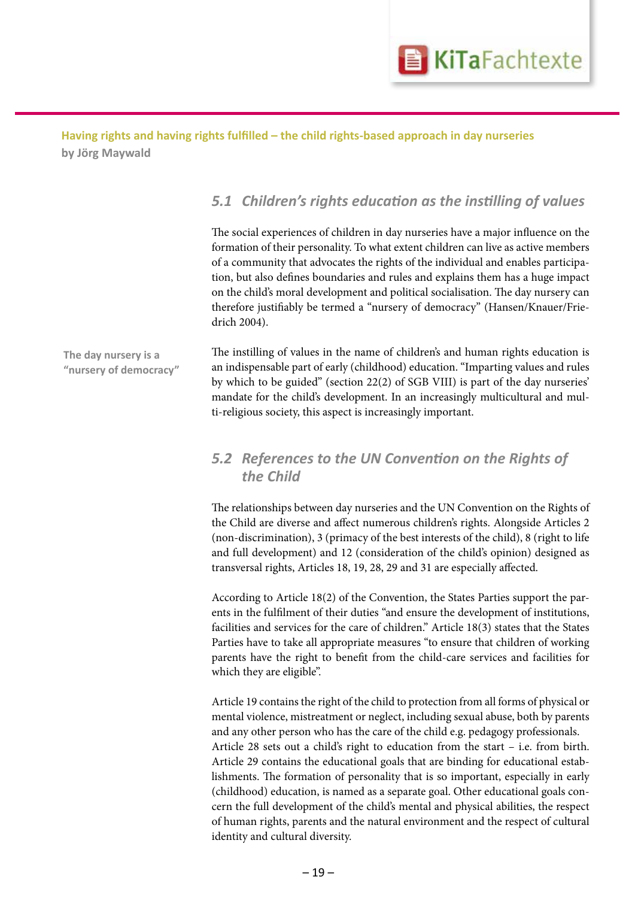## 5.1 Children's rights education as the instilling of values

The social experiences of children in day nurseries have a major influence on the formation of their personality. To what extent children can live as active members of a community that advocates the rights of the individual and enables participation, but also defines boundaries and rules and explains them has a huge impact on the child's moral development and political socialisation. The day nursery can therefore justifiably be termed a "nursery of democracy" (Hansen/Knauer/Friedrich 2004).

**The day nursery is a "nursery of democracy"**

The instilling of values in the name of children's and human rights education is an indispensable part of early (childhood) education. "Imparting values and rules by which to be guided" (section 22(2) of SGB VIII) is part of the day nurseries' mandate for the child's development. In an increasingly multicultural and multi-religious society, this aspect is increasingly important.

## 5.2 References to the UN Convention on the Rights of the Child

The relationships between day nurseries and the UN Convention on the Rights of the Child are diverse and affect numerous children's rights. Alongside Articles 2 (non-discrimination), 3 (primacy of the best interests of the child), 8 (right to life and full development) and 12 (consideration of the child's opinion) designed as transversal rights, Articles 18, 19, 28, 29 and 31 are especially affected.

According to Article 18(2) of the Convention, the States Parties support the parents in the fulfilment of their duties "and ensure the development of institutions, facilities and services for the care of children." Article 18(3) states that the States Parties have to take all appropriate measures "to ensure that children of working parents have the right to benefit from the child-care services and facilities for which they are eligible".

Article 19 contains the right of the child to protection from all forms of physical or mental violence, mistreatment or neglect, including sexual abuse, both by parents and any other person who has the care of the child e.g. pedagogy professionals. Article 28 sets out a child's right to education from the start – i.e. from birth. Article 29 contains the educational goals that are binding for educational establishments. The formation of personality that is so important, especially in early (childhood) education, is named as a separate goal. Other educational goals concern the full development of the child's mental and physical abilities, the respect of human rights, parents and the natural environment and the respect of cultural identity and cultural diversity.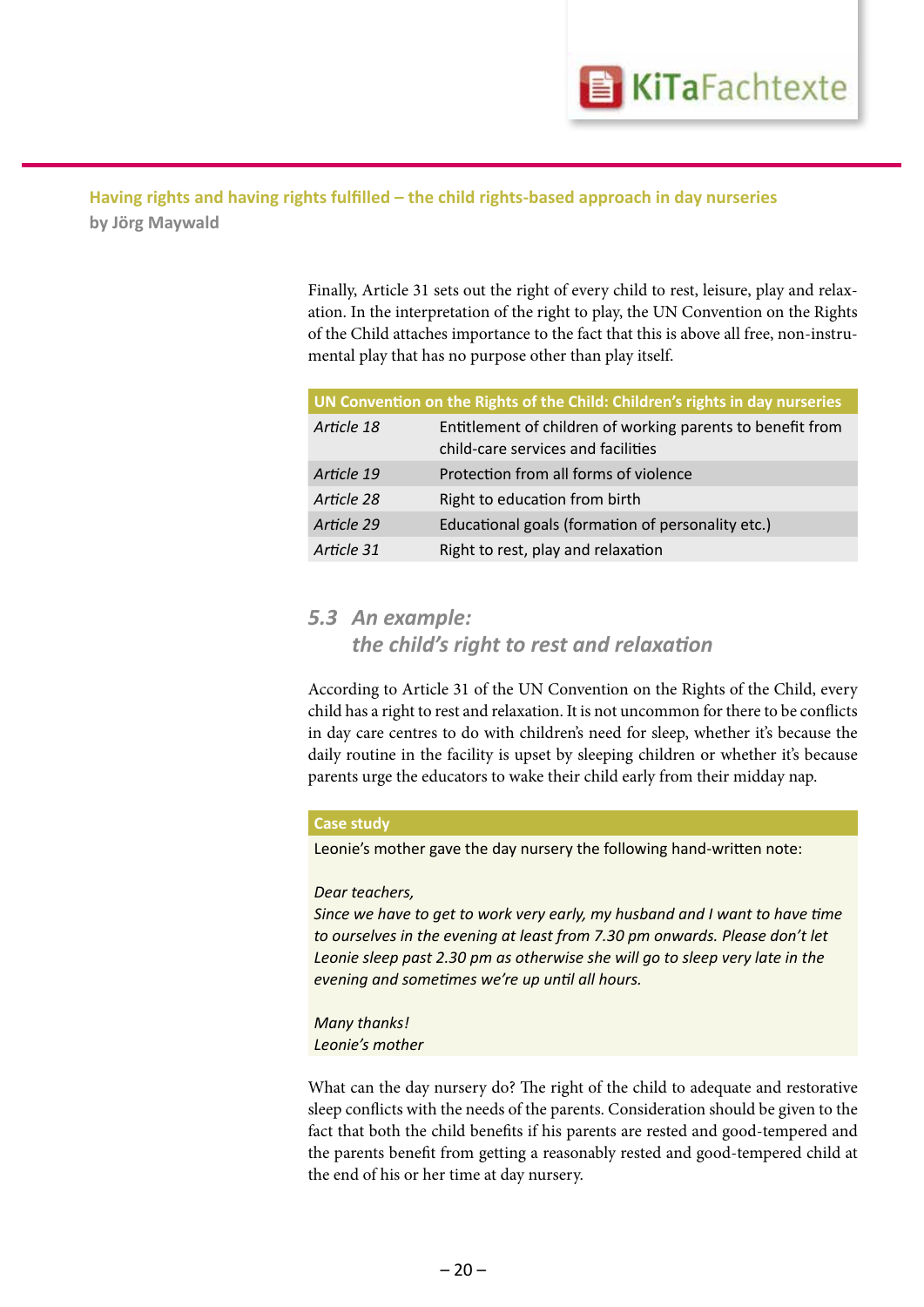Finally, Article 31 sets out the right of every child to rest, leisure, play and relaxation. In the interpretation of the right to play, the UN Convention on the Rights of the Child attaches importance to the fact that this is above all free, non-instrumental play that has no purpose other than play itself.

| UN Convention on the Rights of the Child: Children's rights in day nurseries | |
|---|---|
| *Article 18* | Entitlement of children of working parents to benefit from child-care services and facilities |
| *Article 19* | Protection from all forms of violence |
| *Article 28* | Right to education from birth |
| *Article 29* | Educational goals (formation of personality etc.) |
| *Article 31* | Right to rest, play and relaxation |

### *5.3 An example: the child's right to rest and relaxation*

According to Article 31 of the UN Convention on the Rights of the Child, every child has a right to rest and relaxation. It is not uncommon for there to be conflicts in day care centres to do with children's need for sleep, whether it's because the daily routine in the facility is upset by sleeping children or whether it's because parents urge the educators to wake their child early from their midday nap.

**Case study**

Leonie's mother gave the day nursery the following hand-written note:

*Dear teachers,*
*Since we have to get to work very early, my husband and I want to have time to ourselves in the evening at least from 7.30 pm onwards. Please don't let Leonie sleep past 2.30 pm as otherwise she will go to sleep very late in the evening and sometimes we're up until all hours.*

*Many thanks!*
*Leonie's mother*

What can the day nursery do? The right of the child to adequate and restorative sleep conflicts with the needs of the parents. Consideration should be given to the fact that both the child benefits if his parents are rested and good-tempered and the parents benefit from getting a reasonably rested and good-tempered child at the end of his or her time at day nursery.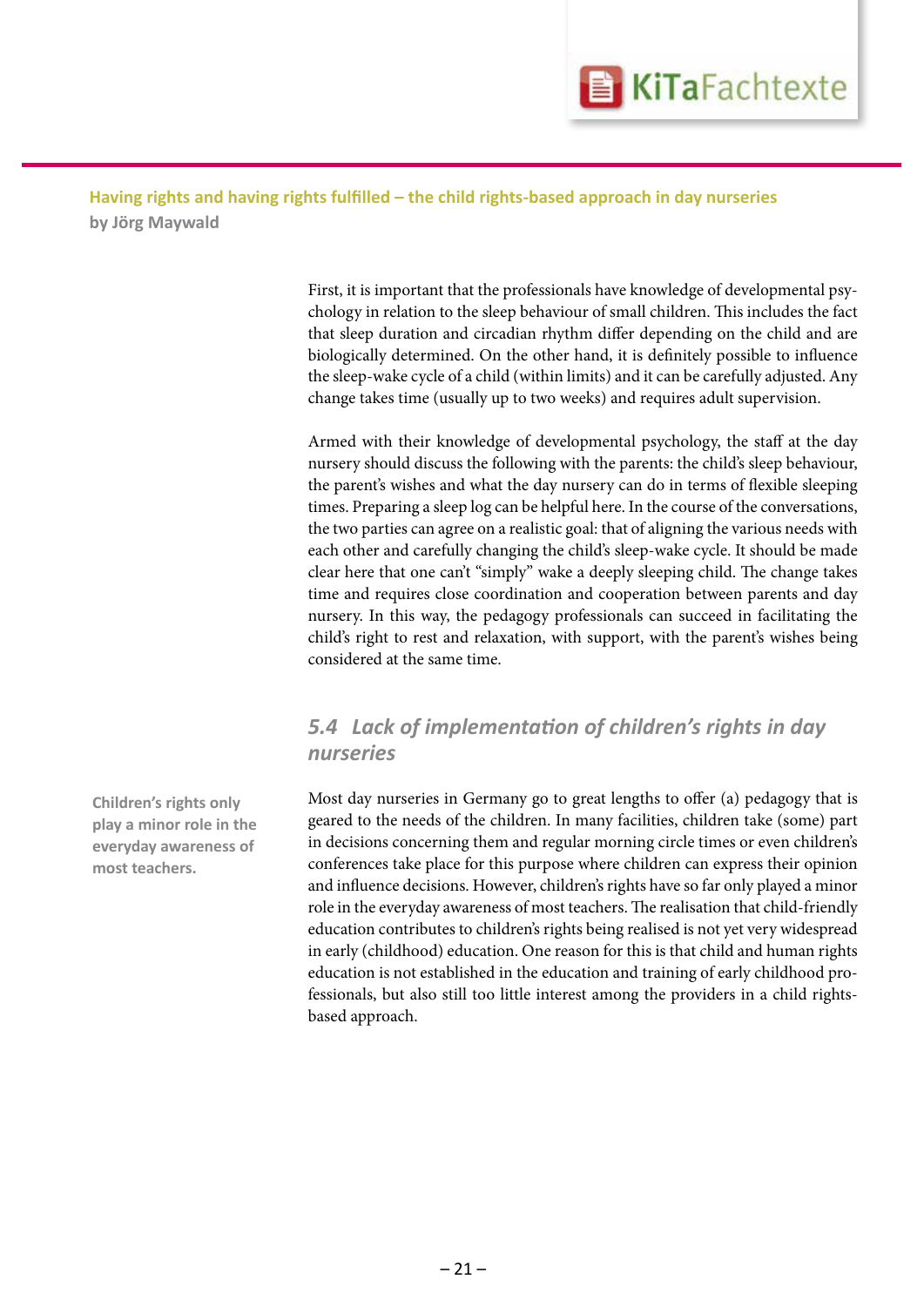First, it is important that the professionals have knowledge of developmental psychology in relation to the sleep behaviour of small children. This includes the fact that sleep duration and circadian rhythm differ depending on the child and are biologically determined. On the other hand, it is definitely possible to influence the sleep-wake cycle of a child (within limits) and it can be carefully adjusted. Any change takes time (usually up to two weeks) and requires adult supervision.

Armed with their knowledge of developmental psychology, the staff at the day nursery should discuss the following with the parents: the child's sleep behaviour, the parent's wishes and what the day nursery can do in terms of flexible sleeping times. Preparing a sleep log can be helpful here. In the course of the conversations, the two parties can agree on a realistic goal: that of aligning the various needs with each other and carefully changing the child's sleep-wake cycle. It should be made clear here that one can't "simply" wake a deeply sleeping child. The change takes time and requires close coordination and cooperation between parents and day nursery. In this way, the pedagogy professionals can succeed in facilitating the child's right to rest and relaxation, with support, with the parent's wishes being considered at the same time.

### *5.4 Lack of implementation of children's rights in day nurseries*

**Children's rights only play a minor role in the everyday awareness of most teachers.**

Most day nurseries in Germany go to great lengths to offer (a) pedagogy that is geared to the needs of the children. In many facilities, children take (some) part in decisions concerning them and regular morning circle times or even children's conferences take place for this purpose where children can express their opinion and influence decisions. However, children's rights have so far only played a minor role in the everyday awareness of most teachers. The realisation that child-friendly education contributes to children's rights being realised is not yet very widespread in early (childhood) education. One reason for this is that child and human rights education is not established in the education and training of early childhood professionals, but also still too little interest among the providers in a child rights-based approach.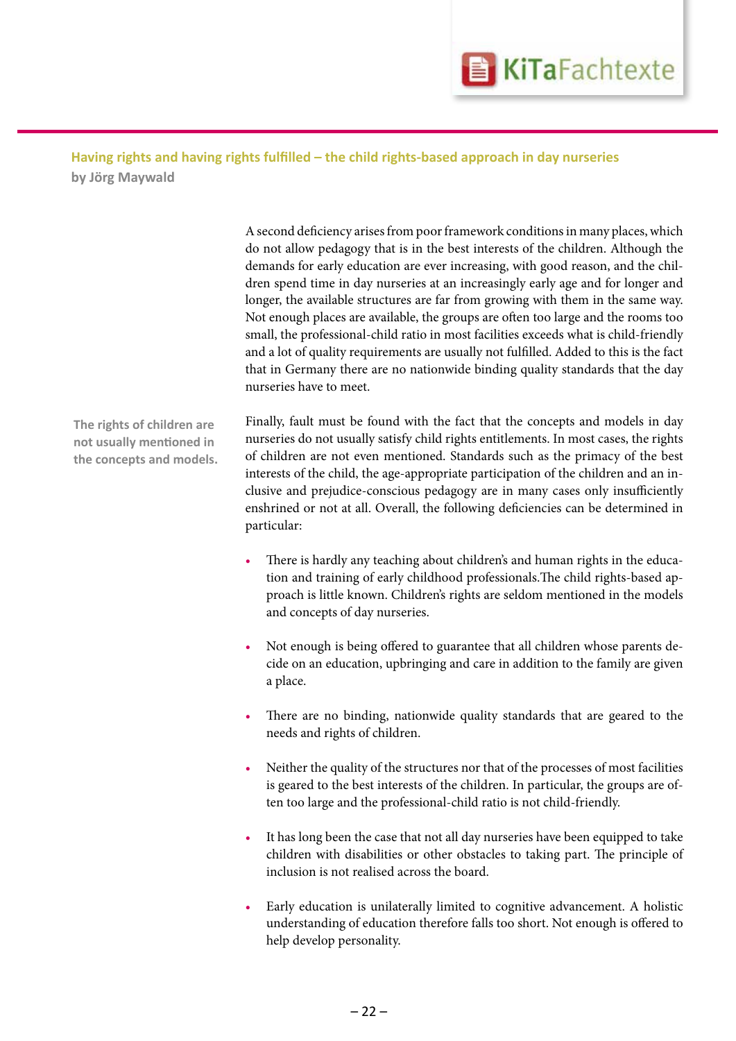A second deficiency arises from poor framework conditions in many places, which do not allow pedagogy that is in the best interests of the children. Although the demands for early education are ever increasing, with good reason, and the children spend time in day nurseries at an increasingly early age and for longer and longer, the available structures are far from growing with them in the same way. Not enough places are available, the groups are often too large and the rooms too small, the professional-child ratio in most facilities exceeds what is child-friendly and a lot of quality requirements are usually not fulfilled. Added to this is the fact that in Germany there are no nationwide binding quality standards that the day nurseries have to meet.

**The rights of children are not usually mentioned in the concepts and models.**

Finally, fault must be found with the fact that the concepts and models in day nurseries do not usually satisfy child rights entitlements. In most cases, the rights of children are not even mentioned. Standards such as the primacy of the best interests of the child, the age-appropriate participation of the children and an inclusive and prejudice-conscious pedagogy are in many cases only insufficiently enshrined or not at all. Overall, the following deficiencies can be determined in particular:

- There is hardly any teaching about children's and human rights in the education and training of early childhood professionals.The child rights-based approach is little known. Children's rights are seldom mentioned in the models and concepts of day nurseries.
- Not enough is being offered to guarantee that all children whose parents decide on an education, upbringing and care in addition to the family are given a place.
- There are no binding, nationwide quality standards that are geared to the needs and rights of children.
- Neither the quality of the structures nor that of the processes of most facilities is geared to the best interests of the children. In particular, the groups are often too large and the professional-child ratio is not child-friendly.
- It has long been the case that not all day nurseries have been equipped to take children with disabilities or other obstacles to taking part. The principle of inclusion is not realised across the board.
- Early education is unilaterally limited to cognitive advancement. A holistic understanding of education therefore falls too short. Not enough is offered to help develop personality.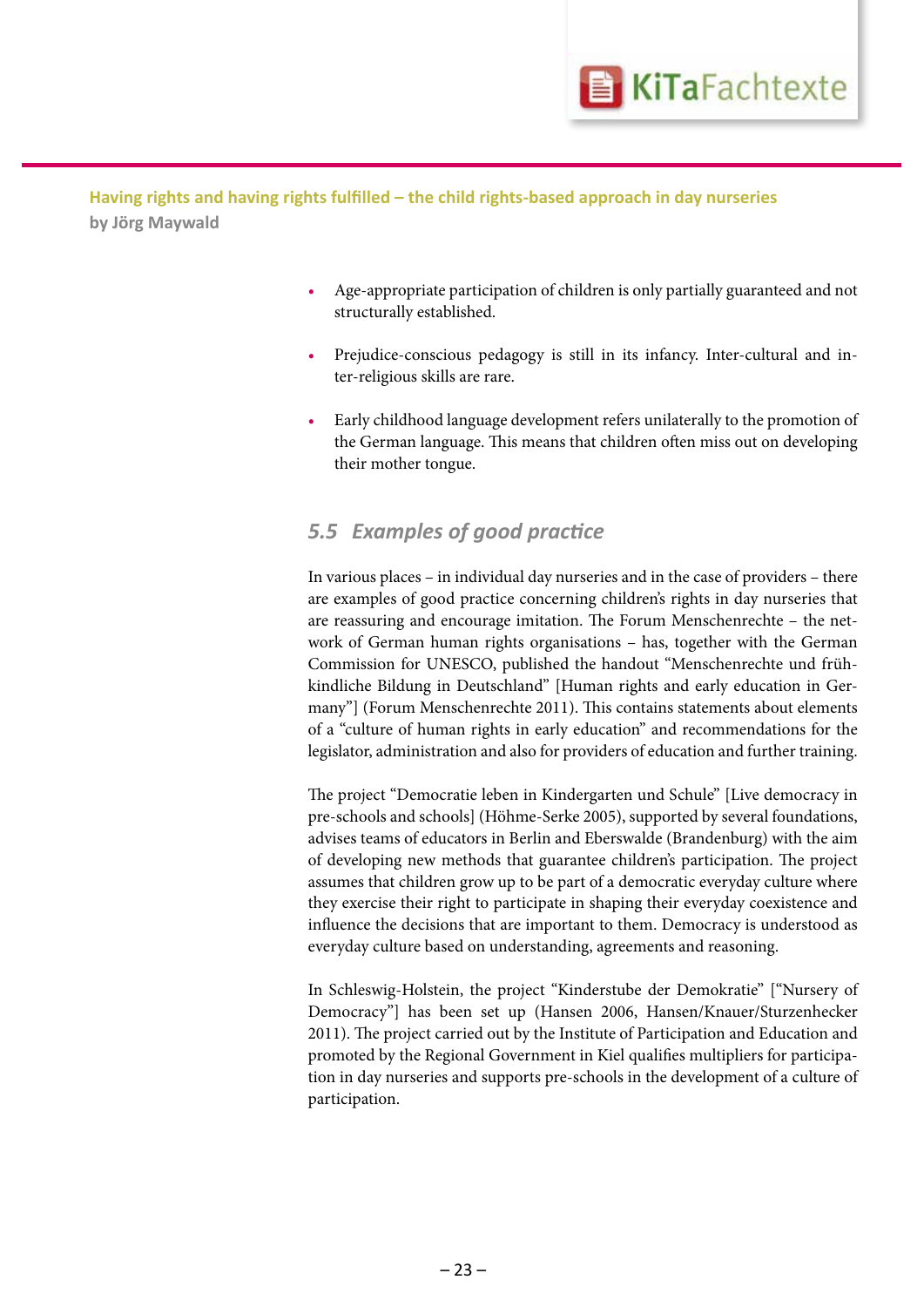- Age-appropriate participation of children is only partially guaranteed and not structurally established.
- Prejudice-conscious pedagogy is still in its infancy. Inter-cultural and inter-religious skills are rare.
- Early childhood language development refers unilaterally to the promotion of the German language. This means that children often miss out on developing their mother tongue.

## 5.5 Examples of good practice

In various places – in individual day nurseries and in the case of providers – there are examples of good practice concerning children's rights in day nurseries that are reassuring and encourage imitation. The Forum Menschenrechte – the network of German human rights organisations – has, together with the German Commission for UNESCO, published the handout "Menschenrechte und frühkindliche Bildung in Deutschland" [Human rights and early education in Germany"] (Forum Menschenrechte 2011). This contains statements about elements of a "culture of human rights in early education" and recommendations for the legislator, administration and also for providers of education and further training.

The project "Democratie leben in Kindergarten und Schule" [Live democracy in pre-schools and schools] (Höhme-Serke 2005), supported by several foundations, advises teams of educators in Berlin and Eberswalde (Brandenburg) with the aim of developing new methods that guarantee children's participation. The project assumes that children grow up to be part of a democratic everyday culture where they exercise their right to participate in shaping their everyday coexistence and influence the decisions that are important to them. Democracy is understood as everyday culture based on understanding, agreements and reasoning.

In Schleswig-Holstein, the project "Kinderstube der Demokratie" ["Nursery of Democracy"] has been set up (Hansen 2006, Hansen/Knauer/Sturzenhecker 2011). The project carried out by the Institute of Participation and Education and promoted by the Regional Government in Kiel qualifies multipliers for participation in day nurseries and supports pre-schools in the development of a culture of participation.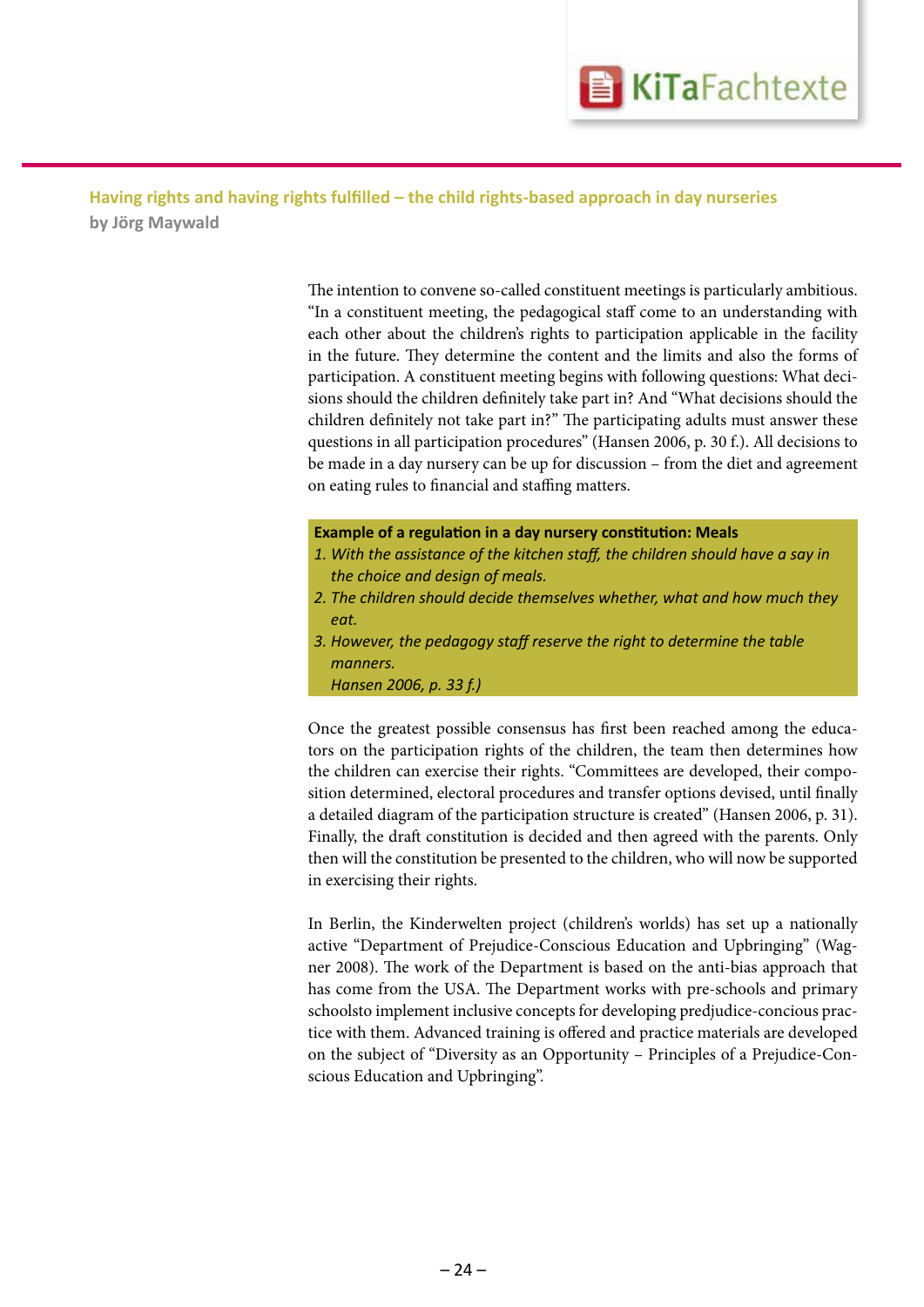The intention to convene so-called constituent meetings is particularly ambitious. "In a constituent meeting, the pedagogical staff come to an understanding with each other about the children's rights to participation applicable in the facility in the future. They determine the content and the limits and also the forms of participation. A constituent meeting begins with following questions: What decisions should the children definitely take part in? And "What decisions should the children definitely not take part in?" The participating adults must answer these questions in all participation procedures" (Hansen 2006, p. 30 f.). All decisions to be made in a day nursery can be up for discussion – from the diet and agreement on eating rules to financial and staffing matters.

**Example of a regulation in a day nursery constitution: Meals**

1. *With the assistance of the kitchen staff, the children should have a say in the choice and design of meals.*
2. *The children should decide themselves whether, what and how much they eat.*
3. *However, the pedagogy staff reserve the right to determine the table manners.*

*Hansen 2006, p. 33 f.)*

Once the greatest possible consensus has first been reached among the educators on the participation rights of the children, the team then determines how the children can exercise their rights. "Committees are developed, their composition determined, electoral procedures and transfer options devised, until finally a detailed diagram of the participation structure is created" (Hansen 2006, p. 31). Finally, the draft constitution is decided and then agreed with the parents. Only then will the constitution be presented to the children, who will now be supported in exercising their rights.

In Berlin, the Kinderwelten project (children's worlds) has set up a nationally active "Department of Prejudice-Conscious Education and Upbringing" (Wagner 2008). The work of the Department is based on the anti-bias approach that has come from the USA. The Department works with pre-schools and primary schoolsto implement inclusive concepts for developing predjudice-concious practice with them. Advanced training is offered and practice materials are developed on the subject of "Diversity as an Opportunity – Principles of a Prejudice-Conscious Education and Upbringing".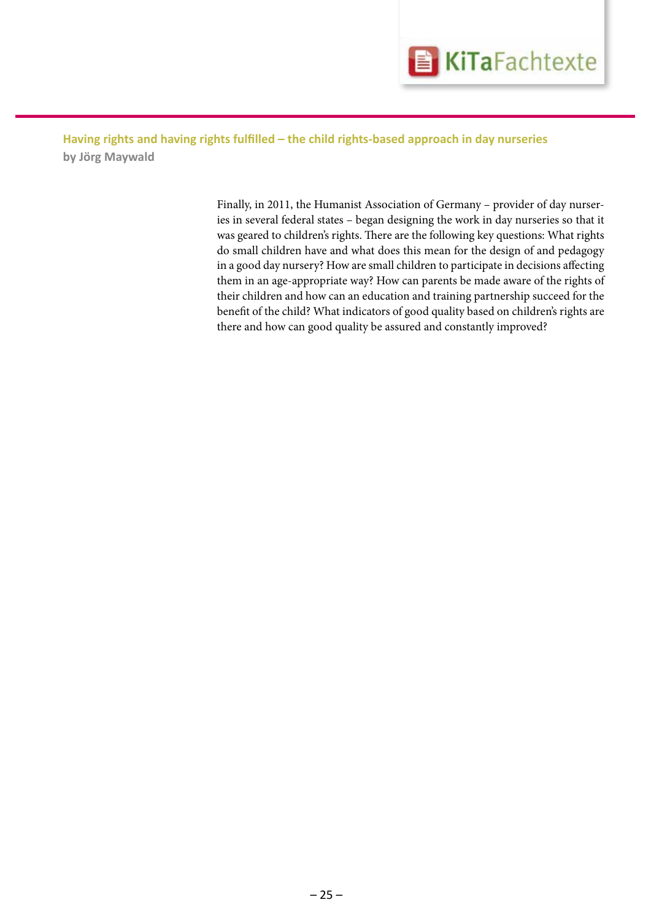Finally, in 2011, the Humanist Association of Germany – provider of day nurseries in several federal states – began designing the work in day nurseries so that it was geared to children's rights. There are the following key questions: What rights do small children have and what does this mean for the design of and pedagogy in a good day nursery? How are small children to participate in decisions affecting them in an age-appropriate way? How can parents be made aware of the rights of their children and how can an education and training partnership succeed for the benefit of the child? What indicators of good quality based on children's rights are there and how can good quality be assured and constantly improved?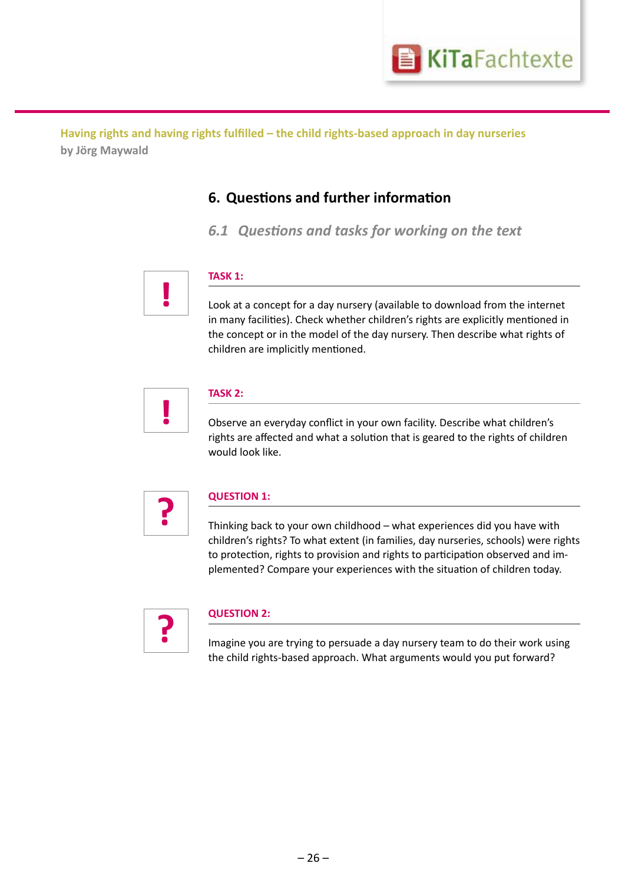## 6. Questions and further information

### *6.1 Questions and tasks for working on the text*

**TASK 1:**

Look at a concept for a day nursery (available to download from the internet in many facilities). Check whether children's rights are explicitly mentioned in the concept or in the model of the day nursery. Then describe what rights of children are implicitly mentioned.

**TASK 2:**

Observe an everyday conflict in your own facility. Describe what children's rights are affected and what a solution that is geared to the rights of children would look like.

**QUESTION 1:**

Thinking back to your own childhood – what experiences did you have with children's rights? To what extent (in families, day nurseries, schools) were rights to protection, rights to provision and rights to participation observed and implemented? Compare your experiences with the situation of children today.

**QUESTION 2:**

Imagine you are trying to persuade a day nursery team to do their work using the child rights-based approach. What arguments would you put forward?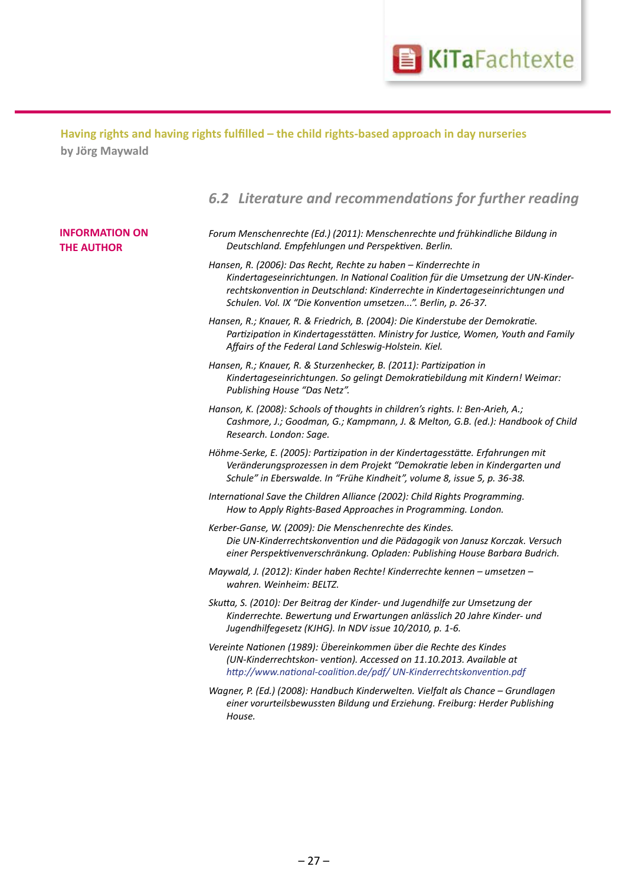## 6.2 Literature and recommendations for further reading

**INFORMATION ON THE AUTHOR**

*Forum Menschenrechte (Ed.) (2011): Menschenrechte und frühkindliche Bildung in Deutschland. Empfehlungen und Perspektiven. Berlin.*

*Hansen, R. (2006): Das Recht, Rechte zu haben – Kinderrechte in Kindertageseinrichtungen. In National Coalition für die Umsetzung der UN-Kinderrechtskonvention in Deutschland: Kinderrechte in Kindertageseinrichtungen und Schulen. Vol. IX "Die Konvention umsetzen...". Berlin, p. 26-37.*

*Hansen, R.; Knauer, R. & Friedrich, B. (2004): Die Kinderstube der Demokratie. Partizipation in Kindertagesstätten. Ministry for Justice, Women, Youth and Family Affairs of the Federal Land Schleswig-Holstein. Kiel.*

*Hansen, R.; Knauer, R. & Sturzenhecker, B. (2011): Partizipation in Kindertageseinrichtungen. So gelingt Demokratiebildung mit Kindern! Weimar: Publishing House "Das Netz".*

*Hanson, K. (2008): Schools of thoughts in children's rights. I: Ben-Arieh, A.; Cashmore, J.; Goodman, G.; Kampmann, J. & Melton, G.B. (ed.): Handbook of Child Research. London: Sage.*

*Höhme-Serke, E. (2005): Partizipation in der Kindertagesstätte. Erfahrungen mit Veränderungsprozessen in dem Projekt "Demokratie leben in Kindergarten und Schule" in Eberswalde. In "Frühe Kindheit", volume 8, issue 5, p. 36-38.*

*International Save the Children Alliance (2002): Child Rights Programming. How to Apply Rights-Based Approaches in Programming. London.*

*Kerber-Ganse, W. (2009): Die Menschenrechte des Kindes. Die UN-Kinderrechtskonvention und die Pädagogik von Janusz Korczak. Versuch einer Perspektivenverschränkung. Opladen: Publishing House Barbara Budrich.*

*Maywald, J. (2012): Kinder haben Rechte! Kinderrechte kennen – umsetzen – wahren. Weinheim: BELTZ.*

*Skutta, S. (2010): Der Beitrag der Kinder- und Jugendhilfe zur Umsetzung der Kinderrechte. Bewertung und Erwartungen anlässlich 20 Jahre Kinder- und Jugendhilfegesetz (KJHG). In NDV issue 10/2010, p. 1-6.*

*Vereinte Nationen (1989): Übereinkommen über die Rechte des Kindes (UN-Kinderrechtskon- vention). Accessed on 11.10.2013. Available at http://www.national-coalition.de/pdf/ UN-Kinderrechtskonvention.pdf*

*Wagner, P. (Ed.) (2008): Handbuch Kinderwelten. Vielfalt als Chance – Grundlagen einer vorurteilsbewussten Bildung und Erziehung. Freiburg: Herder Publishing House.*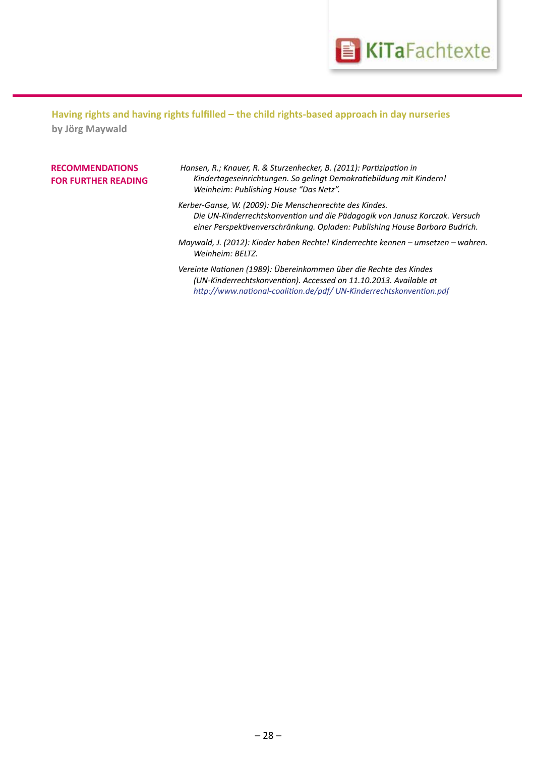## RECOMMENDATIONS FOR FURTHER READING

*Hansen, R.; Knauer, R. & Sturzenhecker, B. (2011): Partizipation in Kindertageseinrichtungen. So gelingt Demokratiebildung mit Kindern! Weinheim: Publishing House "Das Netz".*

*Kerber-Ganse, W. (2009): Die Menschenrechte des Kindes. Die UN-Kinderrechtskonvention und die Pädagogik von Janusz Korczak. Versuch einer Perspektivenverschränkung. Opladen: Publishing House Barbara Budrich.*

*Maywald, J. (2012): Kinder haben Rechte! Kinderrechte kennen – umsetzen – wahren. Weinheim: BELTZ.*

*Vereinte Nationen (1989): Übereinkommen über die Rechte des Kindes (UN-Kinderrechtskonvention). Accessed on 11.10.2013. Available at http://www.national-coalition.de/pdf/ UN-Kinderrechtskonvention.pdf*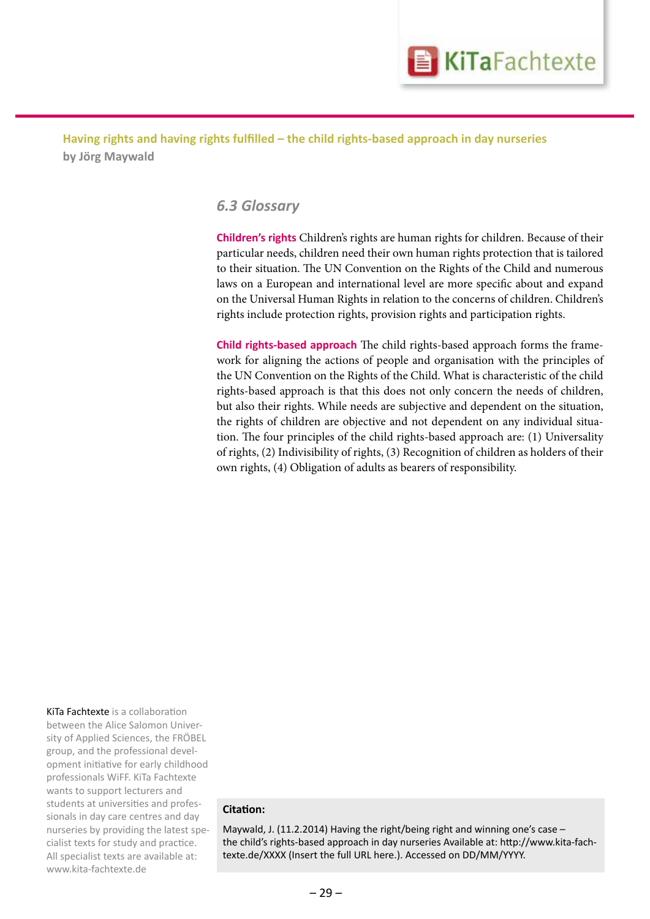## 6.3 Glossary

**Children's rights** Children's rights are human rights for children. Because of their particular needs, children need their own human rights protection that is tailored to their situation. The UN Convention on the Rights of the Child and numerous laws on a European and international level are more specific about and expand on the Universal Human Rights in relation to the concerns of children. Children's rights include protection rights, provision rights and participation rights.

**Child rights-based approach** The child rights-based approach forms the framework for aligning the actions of people and organisation with the principles of the UN Convention on the Rights of the Child. What is characteristic of the child rights-based approach is that this does not only concern the needs of children, but also their rights. While needs are subjective and dependent on the situation, the rights of children are objective and not dependent on any individual situation. The four principles of the child rights-based approach are: (1) Universality of rights, (2) Indivisibility of rights, (3) Recognition of children as holders of their own rights, (4) Obligation of adults as bearers of responsibility.

KiTa Fachtexte is a collaboration between the Alice Salomon University of Applied Sciences, the FRÖBEL group, and the professional development initiative for early childhood professionals WiFF. KiTa Fachtexte wants to support lecturers and students at universities and professionals in day care centres and day nurseries by providing the latest specialist texts for study and practice. All specialist texts are available at: www.kita-fachtexte.de

**Citation:**

Maywald, J. (11.2.2014) Having the right/being right and winning one's case – the child's rights-based approach in day nurseries Available at: http://www.kita-fachtexte.de/XXXX (Insert the full URL here.). Accessed on DD/MM/YYYY.